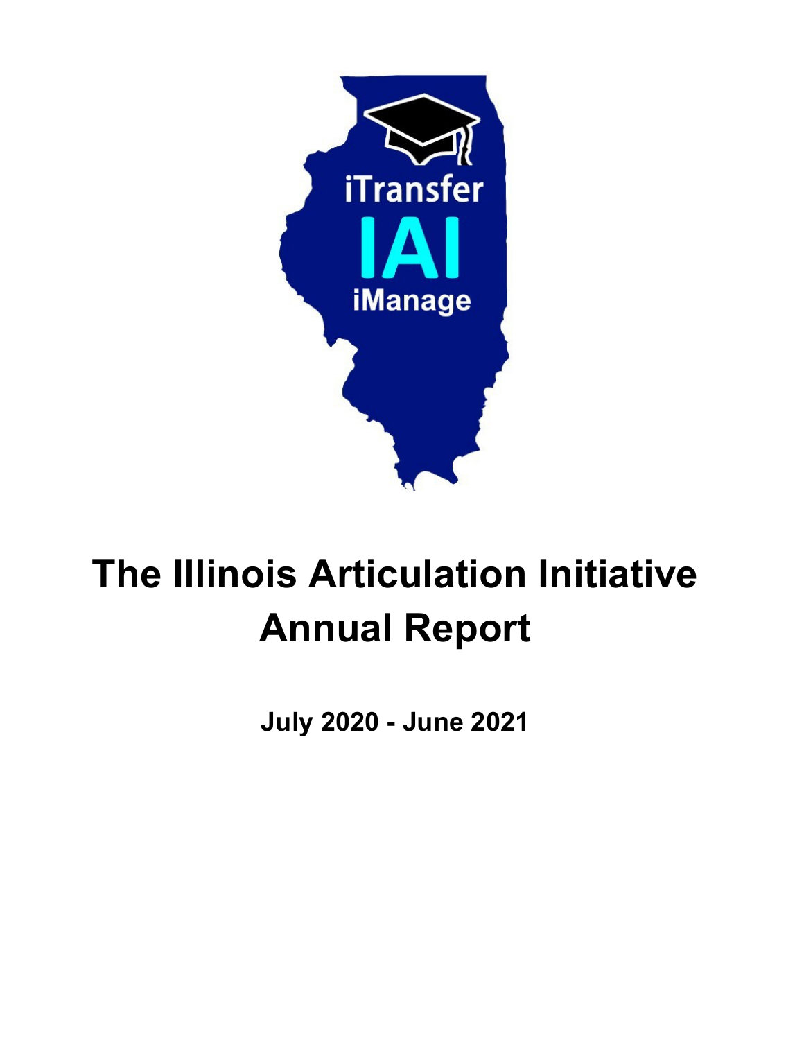# The Illinois Articulation Initiative Annual Report

**July 2020 - June 2021**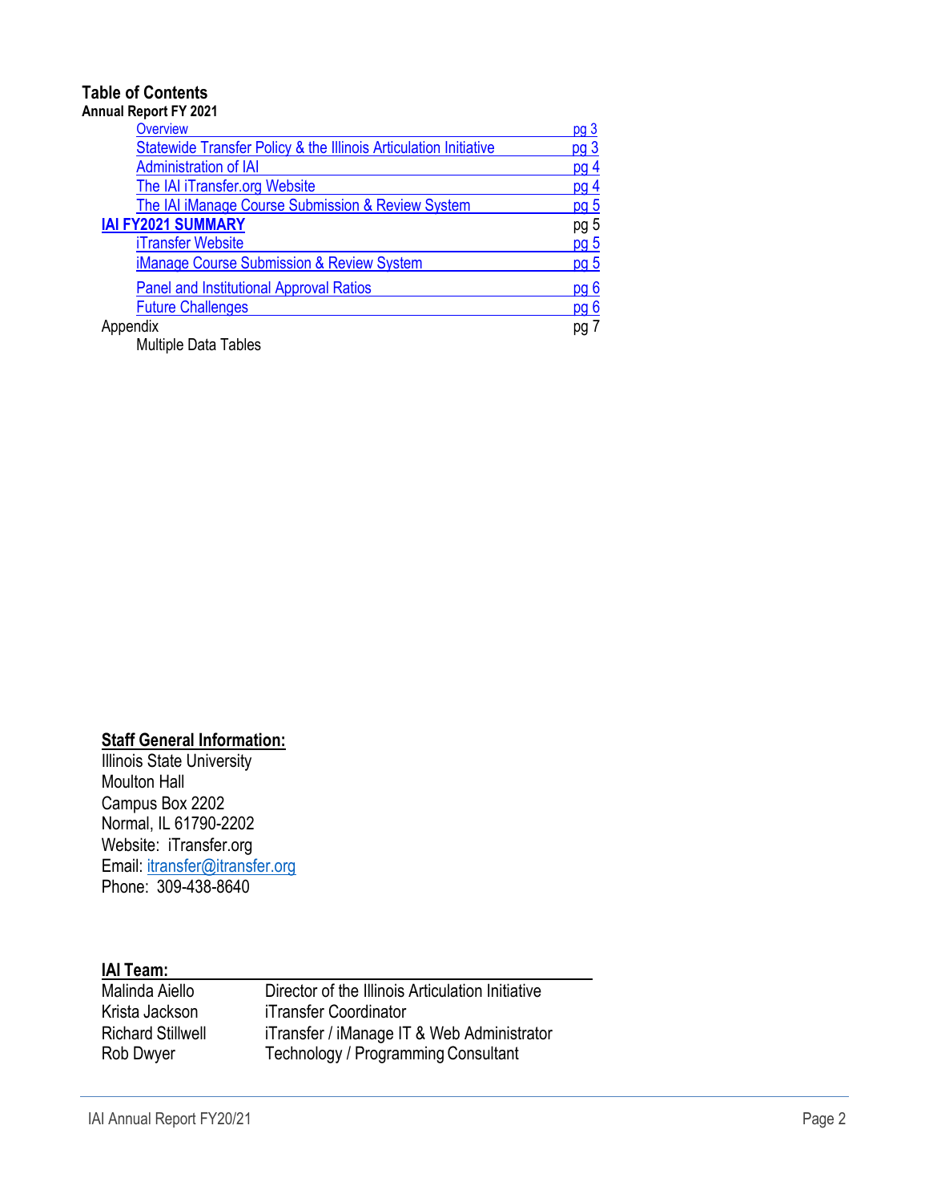## Table of Contents

**Annual Report FY 2021**

| | |
|---|---|
| Overview | pg 3 |
| Statewide Transfer Policy & the Illinois Articulation Initiative | pg 3 |
| Administration of IAI | pg 4 |
| The IAI iTransfer.org Website | pg 4 |
| The IAI iManage Course Submission & Review System | pg 5 |
| **IAI FY2021 SUMMARY** | pg 5 |
| iTransfer Website | pg 5 |
| iManage Course Submission & Review System | pg 5 |
| Panel and Institutional Approval Ratios | pg 6 |
| Future Challenges | pg 6 |
| Appendix | pg 7 |
| Multiple Data Tables | |

**Staff General Information:**

Illinois State University
Moulton Hall
Campus Box 2202
Normal, IL 61790-2202
Website: iTransfer.org
Email: itransfer@itransfer.org
Phone: 309-438-8640

**IAI Team:**

| | |
|---|---|
| Malinda Aiello | Director of the Illinois Articulation Initiative |
| Krista Jackson | iTransfer Coordinator |
| Richard Stillwell | iTransfer / iManage IT & Web Administrator |
| Rob Dwyer | Technology / Programming Consultant |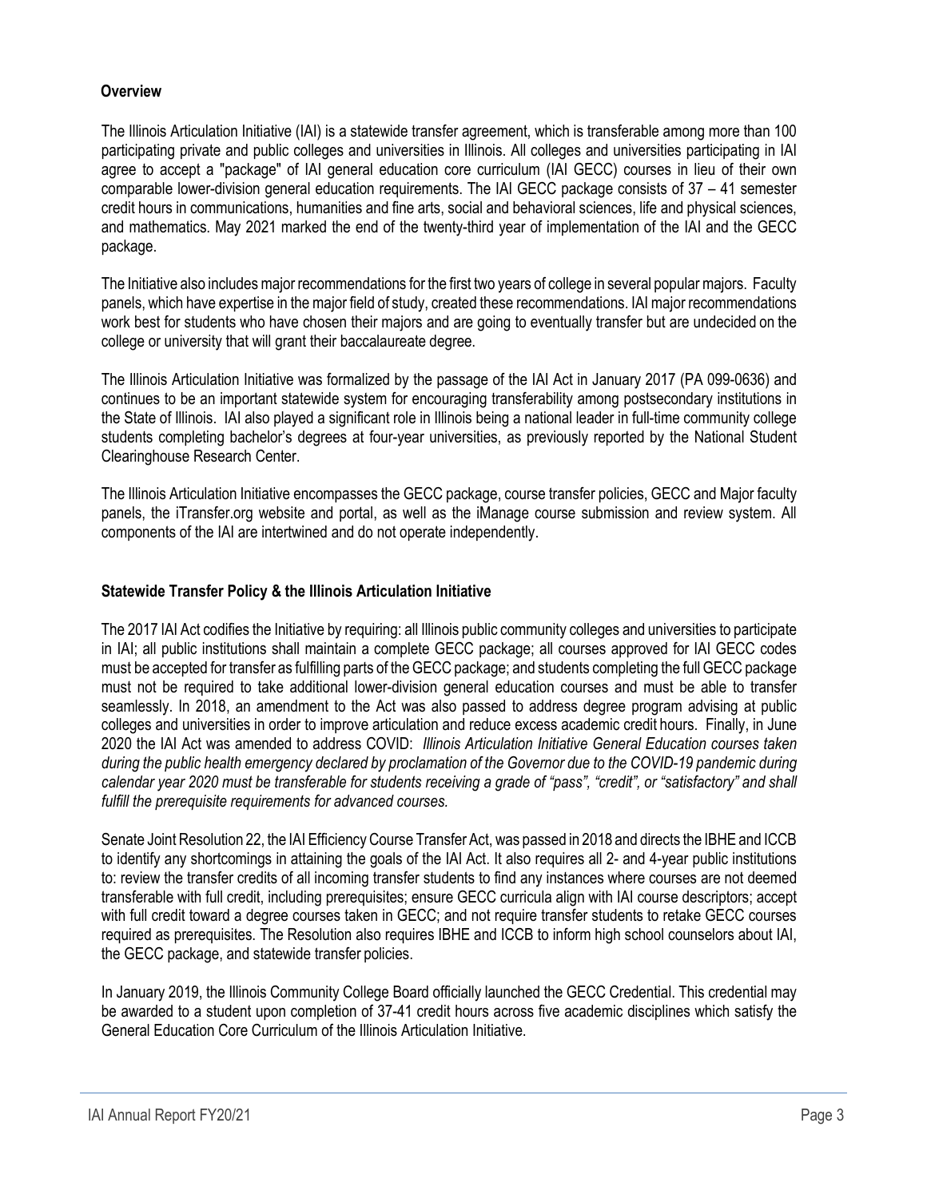## Overview

The Illinois Articulation Initiative (IAI) is a statewide transfer agreement, which is transferable among more than 100 participating private and public colleges and universities in Illinois. All colleges and universities participating in IAI agree to accept a "package" of IAI general education core curriculum (IAI GECC) courses in lieu of their own comparable lower-division general education requirements. The IAI GECC package consists of 37 – 41 semester credit hours in communications, humanities and fine arts, social and behavioral sciences, life and physical sciences, and mathematics. May 2021 marked the end of the twenty-third year of implementation of the IAI and the GECC package.

The Initiative also includes major recommendations for the first two years of college in several popular majors. Faculty panels, which have expertise in the major field of study, created these recommendations. IAI major recommendations work best for students who have chosen their majors and are going to eventually transfer but are undecided on the college or university that will grant their baccalaureate degree.

The Illinois Articulation Initiative was formalized by the passage of the IAI Act in January 2017 (PA 099-0636) and continues to be an important statewide system for encouraging transferability among postsecondary institutions in the State of Illinois. IAI also played a significant role in Illinois being a national leader in full-time community college students completing bachelor's degrees at four-year universities, as previously reported by the National Student Clearinghouse Research Center.

The Illinois Articulation Initiative encompasses the GECC package, course transfer policies, GECC and Major faculty panels, the iTransfer.org website and portal, as well as the iManage course submission and review system. All components of the IAI are intertwined and do not operate independently.

## Statewide Transfer Policy & the Illinois Articulation Initiative

The 2017 IAI Act codifies the Initiative by requiring: all Illinois public community colleges and universities to participate in IAI; all public institutions shall maintain a complete GECC package; all courses approved for IAI GECC codes must be accepted for transfer as fulfilling parts of the GECC package; and students completing the full GECC package must not be required to take additional lower-division general education courses and must be able to transfer seamlessly. In 2018, an amendment to the Act was also passed to address degree program advising at public colleges and universities in order to improve articulation and reduce excess academic credit hours. Finally, in June 2020 the IAI Act was amended to address COVID: *Illinois Articulation Initiative General Education courses taken during the public health emergency declared by proclamation of the Governor due to the COVID-19 pandemic during calendar year 2020 must be transferable for students receiving a grade of "pass", "credit", or "satisfactory" and shall fulfill the prerequisite requirements for advanced courses.*

Senate Joint Resolution 22, the IAI Efficiency Course Transfer Act, was passed in 2018 and directs the IBHE and ICCB to identify any shortcomings in attaining the goals of the IAI Act. It also requires all 2- and 4-year public institutions to: review the transfer credits of all incoming transfer students to find any instances where courses are not deemed transferable with full credit, including prerequisites; ensure GECC curricula align with IAI course descriptors; accept with full credit toward a degree courses taken in GECC; and not require transfer students to retake GECC courses required as prerequisites. The Resolution also requires IBHE and ICCB to inform high school counselors about IAI, the GECC package, and statewide transfer policies.

In January 2019, the Illinois Community College Board officially launched the GECC Credential. This credential may be awarded to a student upon completion of 37-41 credit hours across five academic disciplines which satisfy the General Education Core Curriculum of the Illinois Articulation Initiative.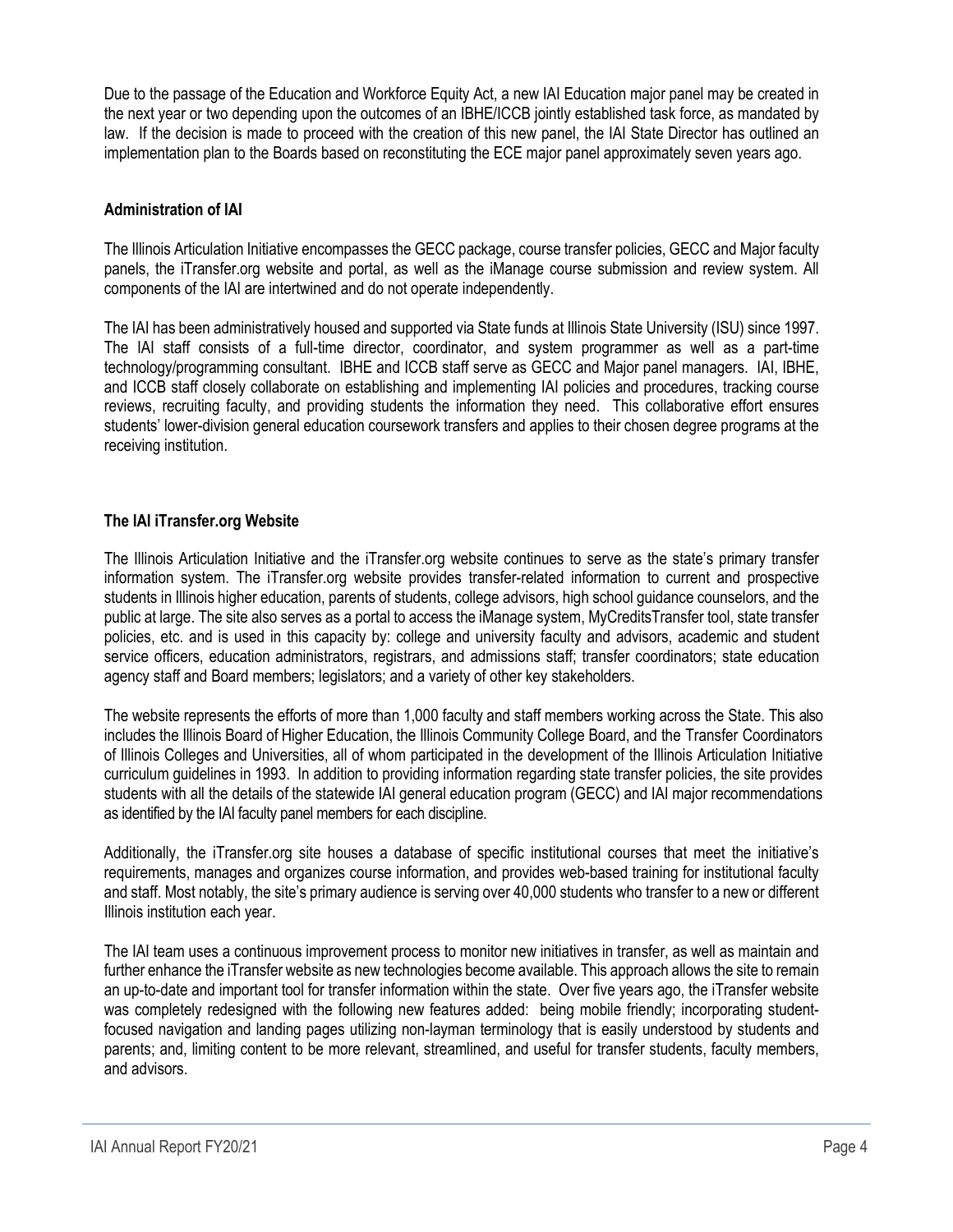Due to the passage of the Education and Workforce Equity Act, a new IAI Education major panel may be created in the next year or two depending upon the outcomes of an IBHE/ICCB jointly established task force, as mandated by law. If the decision is made to proceed with the creation of this new panel, the IAI State Director has outlined an implementation plan to the Boards based on reconstituting the ECE major panel approximately seven years ago.

**Administration of IAI**

The Illinois Articulation Initiative encompasses the GECC package, course transfer policies, GECC and Major faculty panels, the iTransfer.org website and portal, as well as the iManage course submission and review system. All components of the IAI are intertwined and do not operate independently.

The IAI has been administratively housed and supported via State funds at Illinois State University (ISU) since 1997. The IAI staff consists of a full-time director, coordinator, and system programmer as well as a part-time technology/programming consultant. IBHE and ICCB staff serve as GECC and Major panel managers. IAI, IBHE, and ICCB staff closely collaborate on establishing and implementing IAI policies and procedures, tracking course reviews, recruiting faculty, and providing students the information they need. This collaborative effort ensures students' lower-division general education coursework transfers and applies to their chosen degree programs at the receiving institution.

**The IAI iTransfer.org Website**

The Illinois Articulation Initiative and the iTransfer.org website continues to serve as the state's primary transfer information system. The iTransfer.org website provides transfer-related information to current and prospective students in Illinois higher education, parents of students, college advisors, high school guidance counselors, and the public at large. The site also serves as a portal to access the iManage system, MyCreditsTransfer tool, state transfer policies, etc. and is used in this capacity by: college and university faculty and advisors, academic and student service officers, education administrators, registrars, and admissions staff; transfer coordinators; state education agency staff and Board members; legislators; and a variety of other key stakeholders.

The website represents the efforts of more than 1,000 faculty and staff members working across the State. This also includes the Illinois Board of Higher Education, the Illinois Community College Board, and the Transfer Coordinators of Illinois Colleges and Universities, all of whom participated in the development of the Illinois Articulation Initiative curriculum guidelines in 1993. In addition to providing information regarding state transfer policies, the site provides students with all the details of the statewide IAI general education program (GECC) and IAI major recommendations as identified by the IAI faculty panel members for each discipline.

Additionally, the iTransfer.org site houses a database of specific institutional courses that meet the initiative's requirements, manages and organizes course information, and provides web-based training for institutional faculty and staff. Most notably, the site's primary audience is serving over 40,000 students who transfer to a new or different Illinois institution each year.

The IAI team uses a continuous improvement process to monitor new initiatives in transfer, as well as maintain and further enhance the iTransfer website as new technologies become available. This approach allows the site to remain an up-to-date and important tool for transfer information within the state. Over five years ago, the iTransfer website was completely redesigned with the following new features added: being mobile friendly; incorporating student-focused navigation and landing pages utilizing non-layman terminology that is easily understood by students and parents; and, limiting content to be more relevant, streamlined, and useful for transfer students, faculty members, and advisors.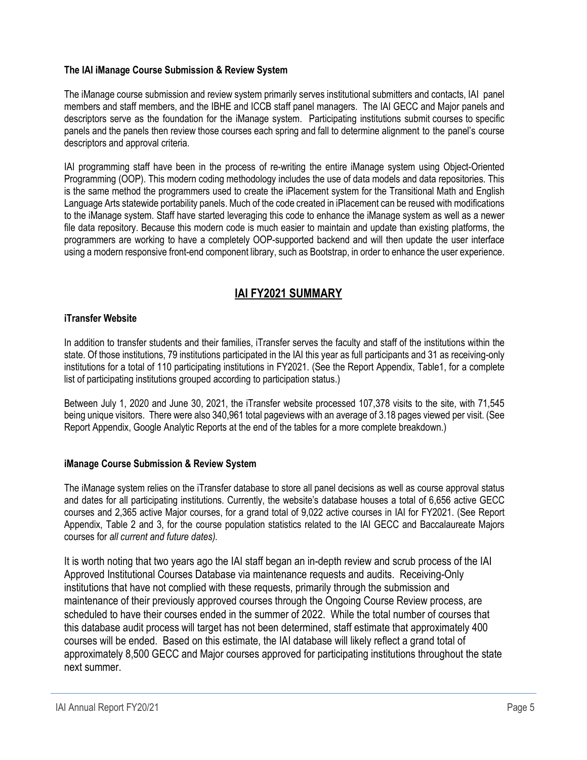### The IAI iManage Course Submission & Review System

The iManage course submission and review system primarily serves institutional submitters and contacts, IAI panel members and staff members, and the IBHE and ICCB staff panel managers. The IAI GECC and Major panels and descriptors serve as the foundation for the iManage system. Participating institutions submit courses to specific panels and the panels then review those courses each spring and fall to determine alignment to the panel's course descriptors and approval criteria.

IAI programming staff have been in the process of re-writing the entire iManage system using Object-Oriented Programming (OOP). This modern coding methodology includes the use of data models and data repositories. This is the same method the programmers used to create the iPlacement system for the Transitional Math and English Language Arts statewide portability panels. Much of the code created in iPlacement can be reused with modifications to the iManage system. Staff have started leveraging this code to enhance the iManage system as well as a newer file data repository. Because this modern code is much easier to maintain and update than existing platforms, the programmers are working to have a completely OOP-supported backend and will then update the user interface using a modern responsive front-end component library, such as Bootstrap, in order to enhance the user experience.

## IAI FY2021 SUMMARY

### iTransfer Website

In addition to transfer students and their families, iTransfer serves the faculty and staff of the institutions within the state. Of those institutions, 79 institutions participated in the IAI this year as full participants and 31 as receiving-only institutions for a total of 110 participating institutions in FY2021. (See the Report Appendix, Table1, for a complete list of participating institutions grouped according to participation status.)

Between July 1, 2020 and June 30, 2021, the iTransfer website processed 107,378 visits to the site, with 71,545 being unique visitors. There were also 340,961 total pageviews with an average of 3.18 pages viewed per visit. (See Report Appendix, Google Analytic Reports at the end of the tables for a more complete breakdown.)

### iManage Course Submission & Review System

The iManage system relies on the iTransfer database to store all panel decisions as well as course approval status and dates for all participating institutions. Currently, the website's database houses a total of 6,656 active GECC courses and 2,365 active Major courses, for a grand total of 9,022 active courses in IAI for FY2021. (See Report Appendix, Table 2 and 3, for the course population statistics related to the IAI GECC and Baccalaureate Majors courses for *all current and future dates).*

It is worth noting that two years ago the IAI staff began an in-depth review and scrub process of the IAI Approved Institutional Courses Database via maintenance requests and audits. Receiving-Only institutions that have not complied with these requests, primarily through the submission and maintenance of their previously approved courses through the Ongoing Course Review process, are scheduled to have their courses ended in the summer of 2022. While the total number of courses that this database audit process will target has not been determined, staff estimate that approximately 400 courses will be ended. Based on this estimate, the IAI database will likely reflect a grand total of approximately 8,500 GECC and Major courses approved for participating institutions throughout the state next summer.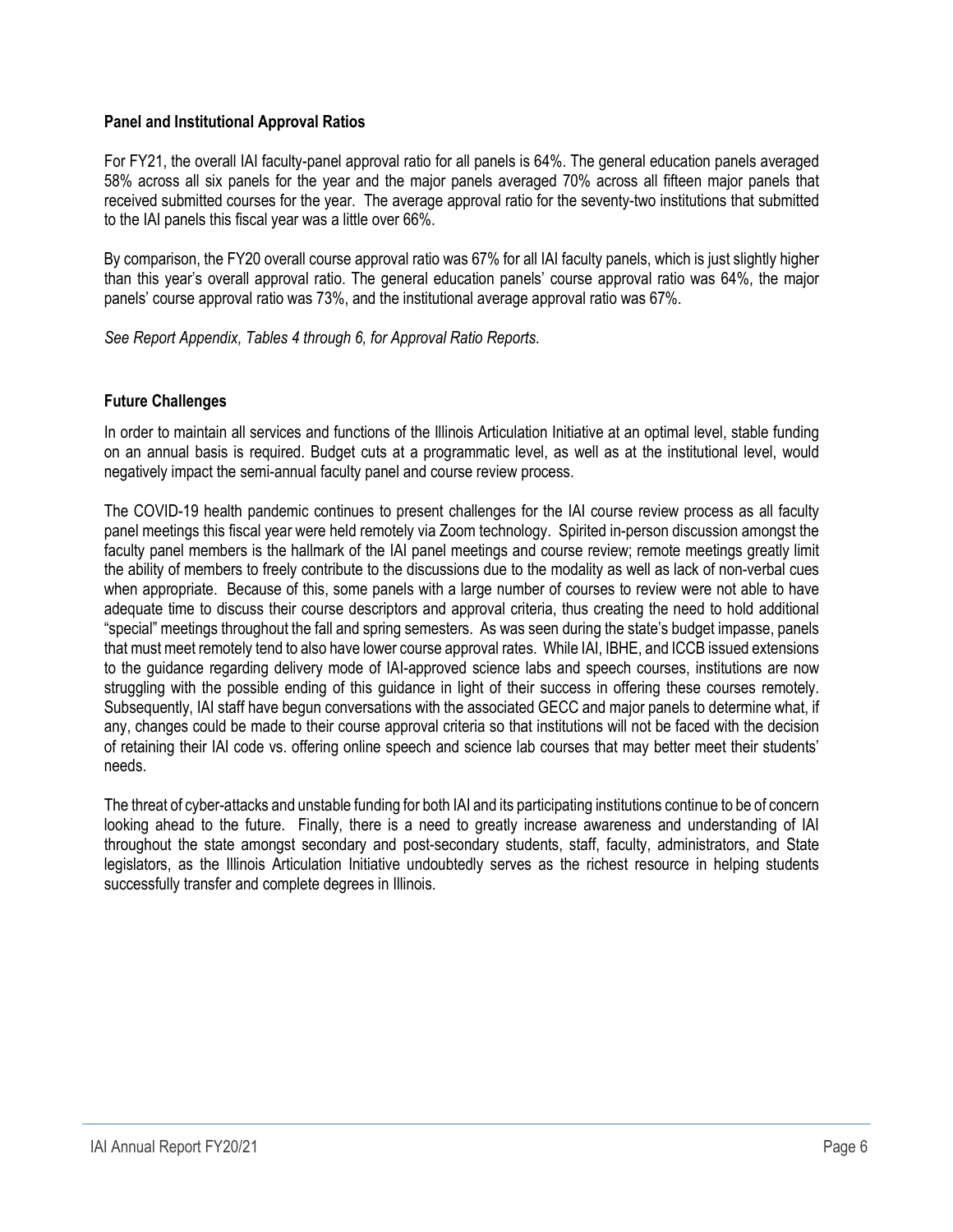### Panel and Institutional Approval Ratios

For FY21, the overall IAI faculty-panel approval ratio for all panels is 64%. The general education panels averaged 58% across all six panels for the year and the major panels averaged 70% across all fifteen major panels that received submitted courses for the year. The average approval ratio for the seventy-two institutions that submitted to the IAI panels this fiscal year was a little over 66%.

By comparison, the FY20 overall course approval ratio was 67% for all IAI faculty panels, which is just slightly higher than this year's overall approval ratio. The general education panels' course approval ratio was 64%, the major panels' course approval ratio was 73%, and the institutional average approval ratio was 67%.

*See Report Appendix, Tables 4 through 6, for Approval Ratio Reports.*

### Future Challenges

In order to maintain all services and functions of the Illinois Articulation Initiative at an optimal level, stable funding on an annual basis is required. Budget cuts at a programmatic level, as well as at the institutional level, would negatively impact the semi-annual faculty panel and course review process.

The COVID-19 health pandemic continues to present challenges for the IAI course review process as all faculty panel meetings this fiscal year were held remotely via Zoom technology. Spirited in-person discussion amongst the faculty panel members is the hallmark of the IAI panel meetings and course review; remote meetings greatly limit the ability of members to freely contribute to the discussions due to the modality as well as lack of non-verbal cues when appropriate. Because of this, some panels with a large number of courses to review were not able to have adequate time to discuss their course descriptors and approval criteria, thus creating the need to hold additional "special" meetings throughout the fall and spring semesters. As was seen during the state's budget impasse, panels that must meet remotely tend to also have lower course approval rates. While IAI, IBHE, and ICCB issued extensions to the guidance regarding delivery mode of IAI-approved science labs and speech courses, institutions are now struggling with the possible ending of this guidance in light of their success in offering these courses remotely. Subsequently, IAI staff have begun conversations with the associated GECC and major panels to determine what, if any, changes could be made to their course approval criteria so that institutions will not be faced with the decision of retaining their IAI code vs. offering online speech and science lab courses that may better meet their students' needs.

The threat of cyber-attacks and unstable funding for both IAI and its participating institutions continue to be of concern looking ahead to the future. Finally, there is a need to greatly increase awareness and understanding of IAI throughout the state amongst secondary and post-secondary students, staff, faculty, administrators, and State legislators, as the Illinois Articulation Initiative undoubtedly serves as the richest resource in helping students successfully transfer and complete degrees in Illinois.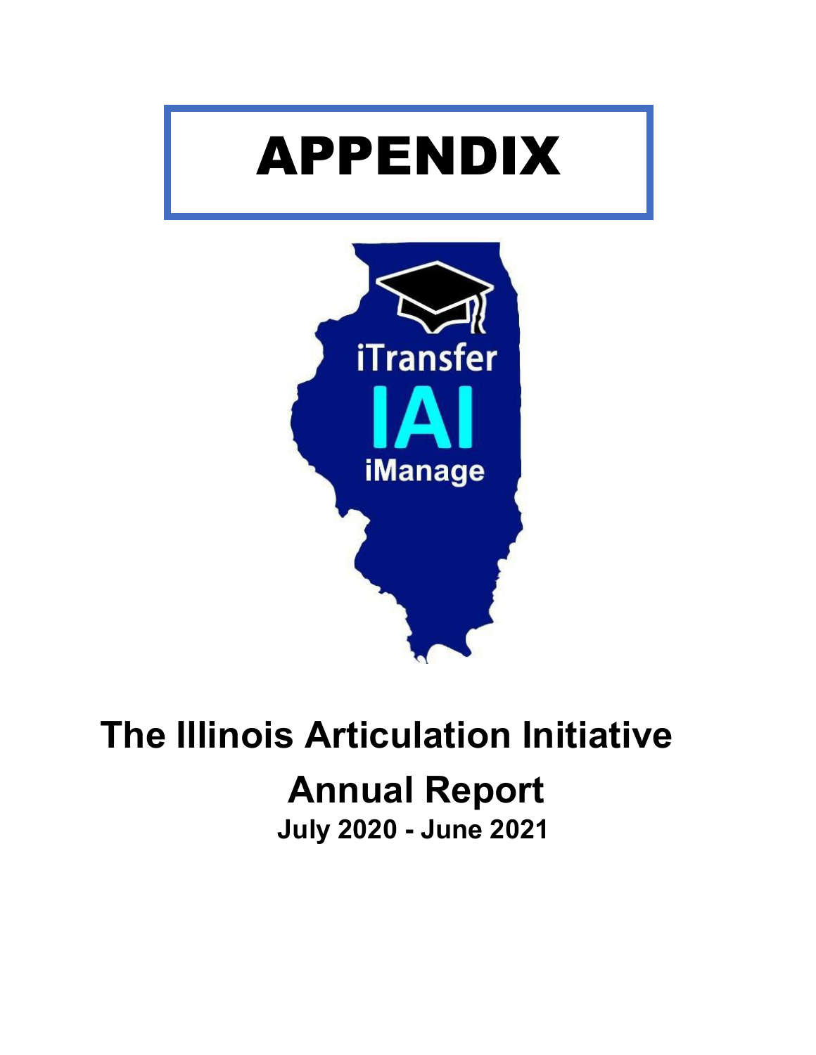# APPENDIX

iTransfer

IAI

iManage

## The Illinois Articulation Initiative

## Annual Report

### July 2020 - June 2021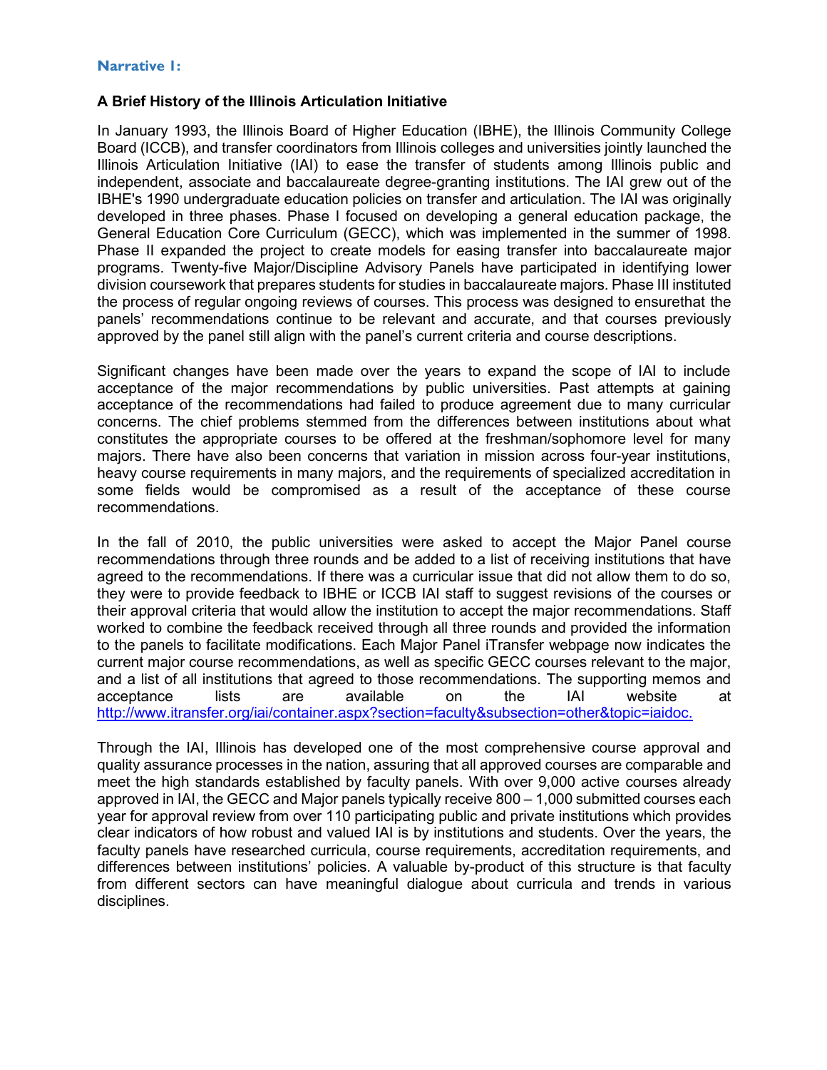**Narrative I:**

### A Brief History of the Illinois Articulation Initiative

In January 1993, the Illinois Board of Higher Education (IBHE), the Illinois Community College Board (ICCB), and transfer coordinators from Illinois colleges and universities jointly launched the Illinois Articulation Initiative (IAI) to ease the transfer of students among Illinois public and independent, associate and baccalaureate degree-granting institutions. The IAI grew out of the IBHE's 1990 undergraduate education policies on transfer and articulation. The IAI was originally developed in three phases. Phase I focused on developing a general education package, the General Education Core Curriculum (GECC), which was implemented in the summer of 1998. Phase II expanded the project to create models for easing transfer into baccalaureate major programs. Twenty-five Major/Discipline Advisory Panels have participated in identifying lower division coursework that prepares students for studies in baccalaureate majors. Phase III instituted the process of regular ongoing reviews of courses. This process was designed to ensurethat the panels' recommendations continue to be relevant and accurate, and that courses previously approved by the panel still align with the panel's current criteria and course descriptions.

Significant changes have been made over the years to expand the scope of IAI to include acceptance of the major recommendations by public universities. Past attempts at gaining acceptance of the recommendations had failed to produce agreement due to many curricular concerns. The chief problems stemmed from the differences between institutions about what constitutes the appropriate courses to be offered at the freshman/sophomore level for many majors. There have also been concerns that variation in mission across four-year institutions, heavy course requirements in many majors, and the requirements of specialized accreditation in some fields would be compromised as a result of the acceptance of these course recommendations.

In the fall of 2010, the public universities were asked to accept the Major Panel course recommendations through three rounds and be added to a list of receiving institutions that have agreed to the recommendations. If there was a curricular issue that did not allow them to do so, they were to provide feedback to IBHE or ICCB IAI staff to suggest revisions of the courses or their approval criteria that would allow the institution to accept the major recommendations. Staff worked to combine the feedback received through all three rounds and provided the information to the panels to facilitate modifications. Each Major Panel iTransfer webpage now indicates the current major course recommendations, as well as specific GECC courses relevant to the major, and a list of all institutions that agreed to those recommendations. The supporting memos and acceptance lists are available on the IAI website at http://www.itransfer.org/iai/container.aspx?section=faculty&subsection=other&topic=iaidoc.

Through the IAI, Illinois has developed one of the most comprehensive course approval and quality assurance processes in the nation, assuring that all approved courses are comparable and meet the high standards established by faculty panels. With over 9,000 active courses already approved in IAI, the GECC and Major panels typically receive 800 – 1,000 submitted courses each year for approval review from over 110 participating public and private institutions which provides clear indicators of how robust and valued IAI is by institutions and students. Over the years, the faculty panels have researched curricula, course requirements, accreditation requirements, and differences between institutions' policies. A valuable by-product of this structure is that faculty from different sectors can have meaningful dialogue about curricula and trends in various disciplines.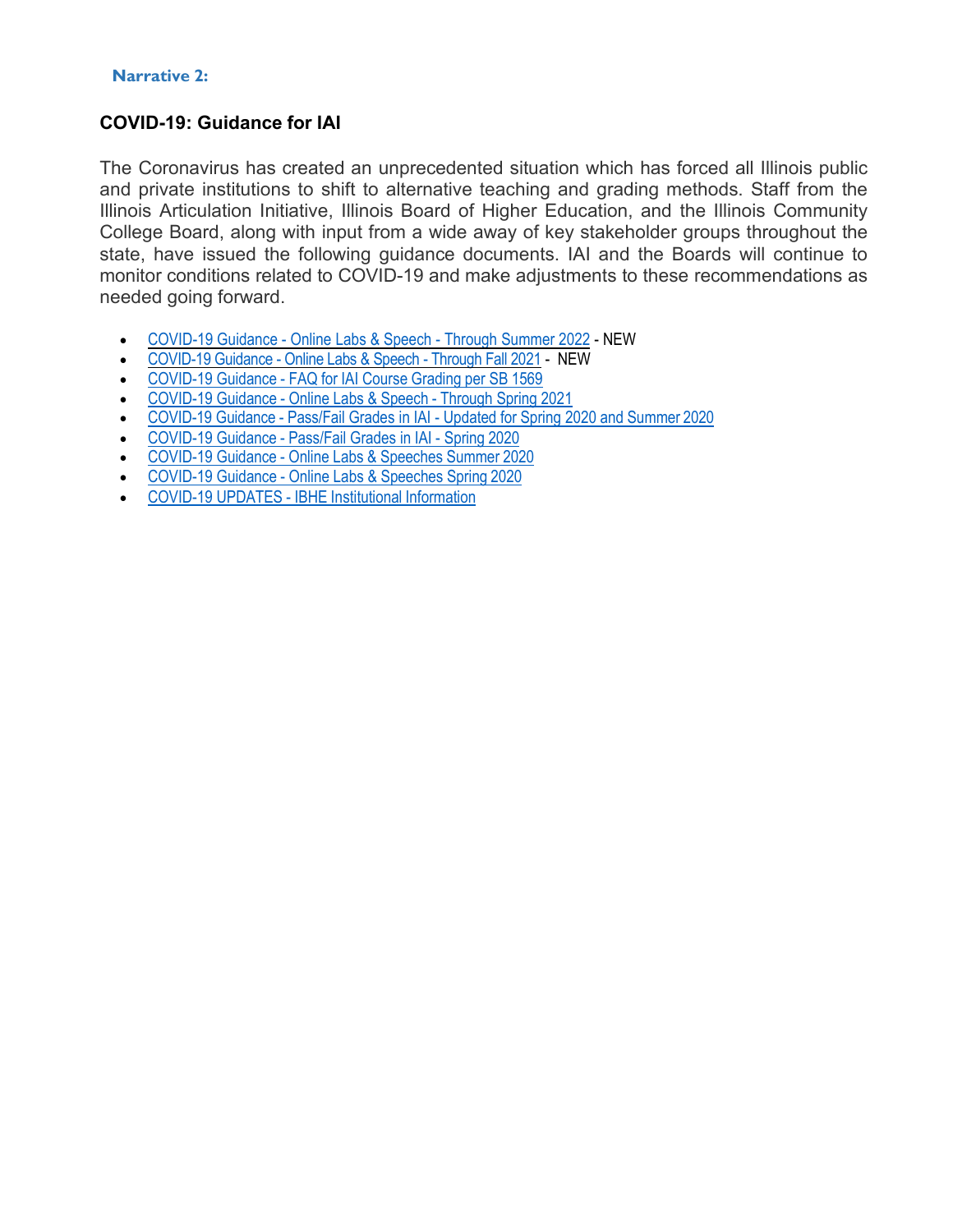**Narrative 2:**

## COVID-19: Guidance for IAI

The Coronavirus has created an unprecedented situation which has forced all Illinois public and private institutions to shift to alternative teaching and grading methods. Staff from the Illinois Articulation Initiative, Illinois Board of Higher Education, and the Illinois Community College Board, along with input from a wide away of key stakeholder groups throughout the state, have issued the following guidance documents. IAI and the Boards will continue to monitor conditions related to COVID-19 and make adjustments to these recommendations as needed going forward.

- COVID-19 Guidance - Online Labs & Speech - Through Summer 2022 - NEW
- COVID-19 Guidance - Online Labs & Speech - Through Fall 2021 - NEW
- COVID-19 Guidance - FAQ for IAI Course Grading per SB 1569
- COVID-19 Guidance - Online Labs & Speech - Through Spring 2021
- COVID-19 Guidance - Pass/Fail Grades in IAI - Updated for Spring 2020 and Summer 2020
- COVID-19 Guidance - Pass/Fail Grades in IAI - Spring 2020
- COVID-19 Guidance - Online Labs & Speeches Summer 2020
- COVID-19 Guidance - Online Labs & Speeches Spring 2020
- COVID-19 UPDATES - IBHE Institutional Information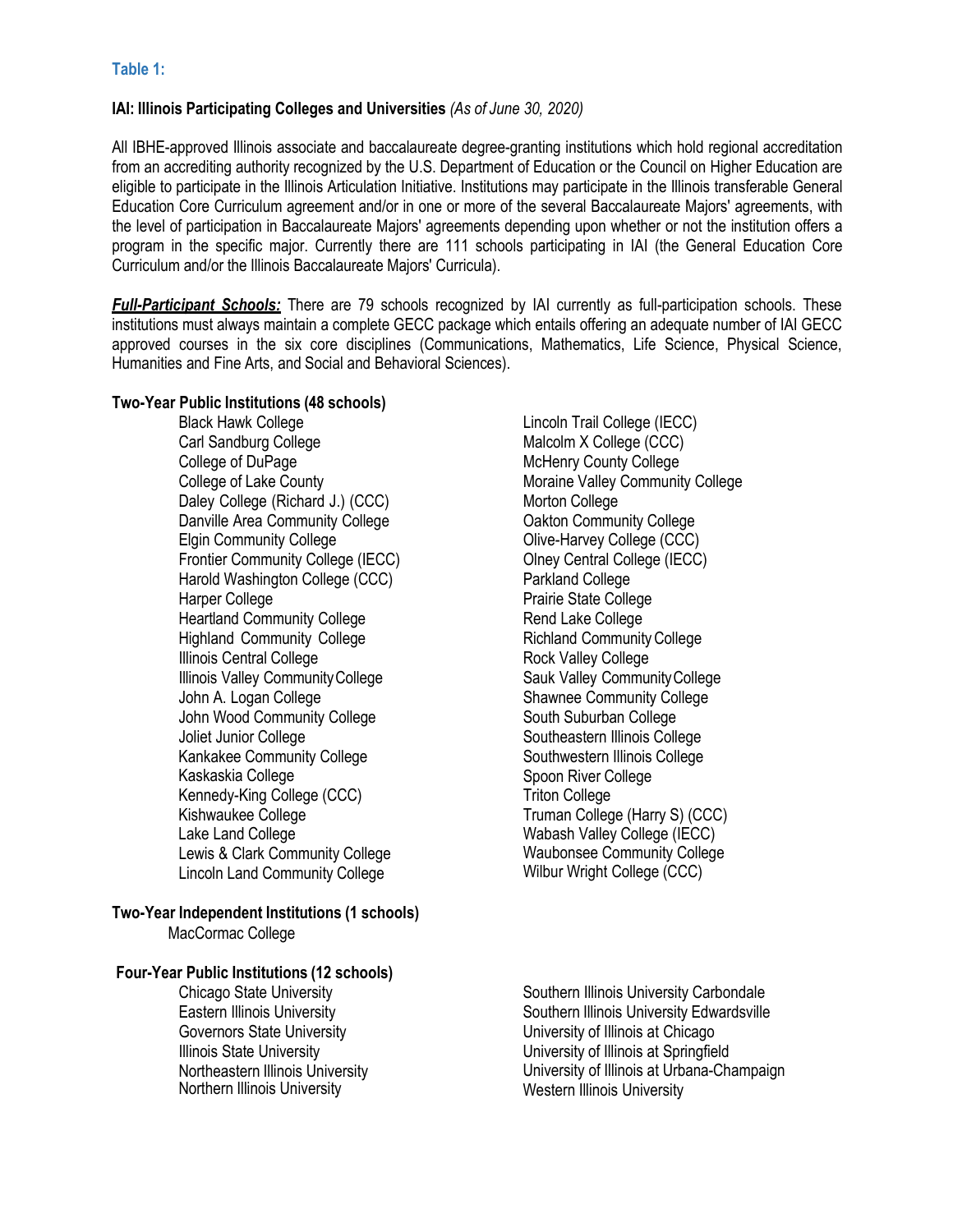**Table 1:**

**IAI: Illinois Participating Colleges and Universities** *(As of June 30, 2020)*

All IBHE-approved Illinois associate and baccalaureate degree-granting institutions which hold regional accreditation from an accrediting authority recognized by the U.S. Department of Education or the Council on Higher Education are eligible to participate in the Illinois Articulation Initiative. Institutions may participate in the Illinois transferable General Education Core Curriculum agreement and/or in one or more of the several Baccalaureate Majors' agreements, with the level of participation in Baccalaureate Majors' agreements depending upon whether or not the institution offers a program in the specific major. Currently there are 111 schools participating in IAI (the General Education Core Curriculum and/or the Illinois Baccalaureate Majors' Curricula).

***Full-Participant Schools:*** There are 79 schools recognized by IAI currently as full-participation schools. These institutions must always maintain a complete GECC package which entails offering an adequate number of IAI GECC approved courses in the six core disciplines (Communications, Mathematics, Life Science, Physical Science, Humanities and Fine Arts, and Social and Behavioral Sciences).

**Two-Year Public Institutions (48 schools)**

- Black Hawk College
- Carl Sandburg College
- College of DuPage
- College of Lake County
- Daley College (Richard J.) (CCC)
- Danville Area Community College
- Elgin Community College
- Frontier Community College (IECC)
- Harold Washington College (CCC)
- Harper College
- Heartland Community College
- Highland Community College
- Illinois Central College
- Illinois Valley Community College
- John A. Logan College
- John Wood Community College
- Joliet Junior College
- Kankakee Community College
- Kaskaskia College
- Kennedy-King College (CCC)
- Kishwaukee College
- Lake Land College
- Lewis & Clark Community College
- Lincoln Land Community College
- Lincoln Trail College (IECC)
- Malcolm X College (CCC)
- McHenry County College
- Moraine Valley Community College
- Morton College
- Oakton Community College
- Olive-Harvey College (CCC)
- Olney Central College (IECC)
- Parkland College
- Prairie State College
- Rend Lake College
- Richland Community College
- Rock Valley College
- Sauk Valley Community College
- Shawnee Community College
- South Suburban College
- Southeastern Illinois College
- Southwestern Illinois College
- Spoon River College
- Triton College
- Truman College (Harry S) (CCC)
- Wabash Valley College (IECC)
- Waubonsee Community College
- Wilbur Wright College (CCC)

**Two-Year Independent Institutions (1 schools)**

- MacCormac College

**Four-Year Public Institutions (12 schools)**

- Chicago State University
- Eastern Illinois University
- Governors State University
- Illinois State University
- Northeastern Illinois University
- Northern Illinois University
- Southern Illinois University Carbondale
- Southern Illinois University Edwardsville
- University of Illinois at Chicago
- University of Illinois at Springfield
- University of Illinois at Urbana-Champaign
- Western Illinois University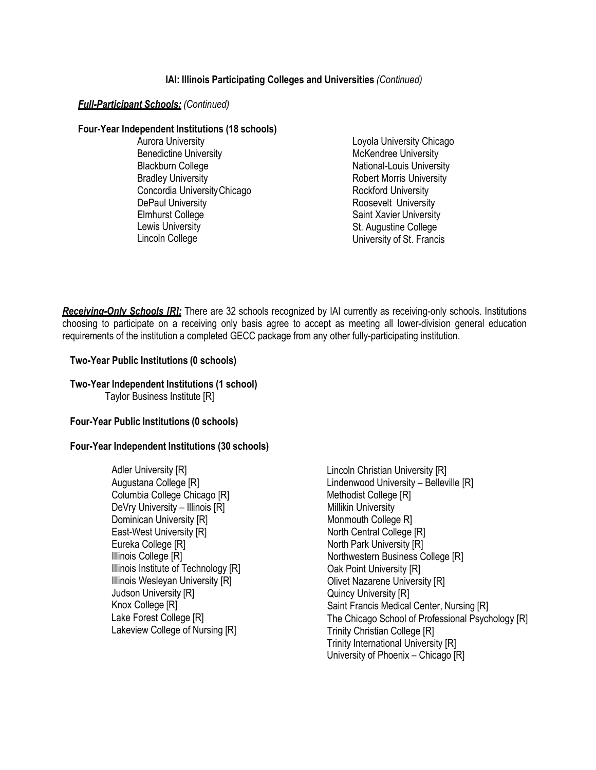## IAI: Illinois Participating Colleges and Universities *(Continued)*

***Full-Participant Schools:*** *(Continued)*

**Four-Year Independent Institutions (18 schools)**

- Aurora University
- Benedictine University
- Blackburn College
- Bradley University
- Concordia University Chicago
- DePaul University
- Elmhurst College
- Lewis University
- Lincoln College
- Loyola University Chicago
- McKendree University
- National-Louis University
- Robert Morris University
- Rockford University
- Roosevelt University
- Saint Xavier University
- St. Augustine College
- University of St. Francis

***Receiving-Only Schools [R]:*** There are 32 schools recognized by IAI currently as receiving-only schools. Institutions choosing to participate on a receiving only basis agree to accept as meeting all lower-division general education requirements of the institution a completed GECC package from any other fully-participating institution.

**Two-Year Public Institutions (0 schools)**

**Two-Year Independent Institutions (1 school)**

- Taylor Business Institute [R]

**Four-Year Public Institutions (0 schools)**

**Four-Year Independent Institutions (30 schools)**

- Adler University [R]
- Augustana College [R]
- Columbia College Chicago [R]
- DeVry University – Illinois [R]
- Dominican University [R]
- East-West University [R]
- Eureka College [R]
- Illinois College [R]
- Illinois Institute of Technology [R]
- Illinois Wesleyan University [R]
- Judson University [R]
- Knox College [R]
- Lake Forest College [R]
- Lakeview College of Nursing [R]
- Lincoln Christian University [R]
- Lindenwood University – Belleville [R]
- Methodist College [R]
- Millikin University
- Monmouth College R]
- North Central College [R]
- North Park University [R]
- Northwestern Business College [R]
- Oak Point University [R]
- Olivet Nazarene University [R]
- Quincy University [R]
- Saint Francis Medical Center, Nursing [R]
- The Chicago School of Professional Psychology [R]
- Trinity Christian College [R]
- Trinity International University [R]
- University of Phoenix – Chicago [R]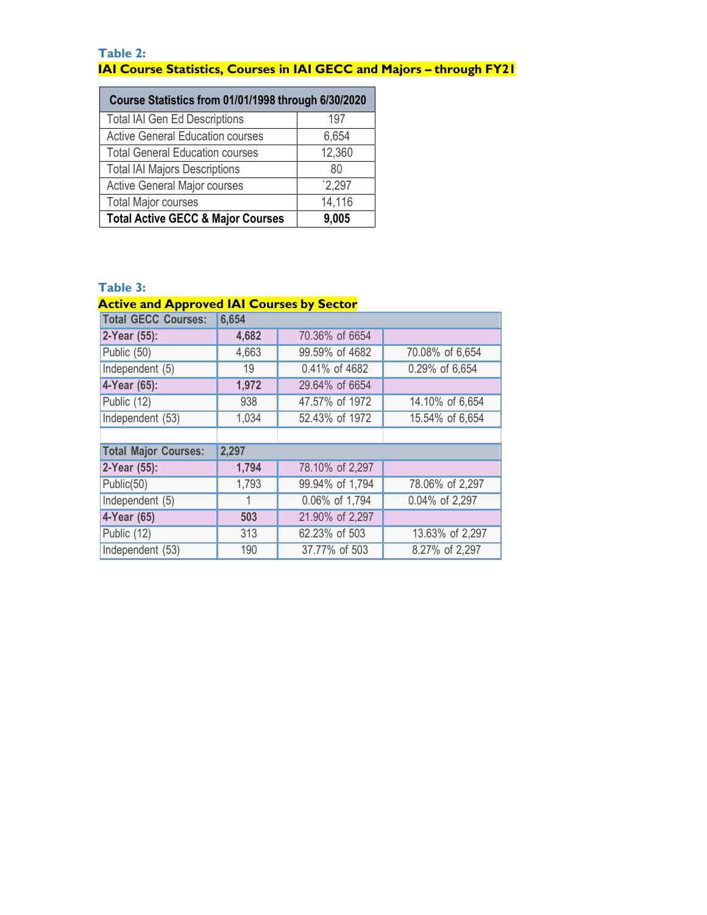**Table 2:**

**IAI Course Statistics, Courses in IAI GECC and Majors – through FY21**

| Course Statistics from 01/01/1998 through 6/30/2020 | |
|---|---|
| Total IAI Gen Ed Descriptions | 197 |
| Active General Education courses | 6,654 |
| Total General Education courses | 12,360 |
| Total IAI Majors Descriptions | 80 |
| Active General Major courses | `2,297 |
| Total Major courses | 14,116 |
| **Total Active GECC & Major Courses** | **9,005** |

**Table 3:**

**Active and Approved IAI Courses by Sector**

| Total GECC Courses: | 6,654 | | |
|---|---|---|---|
| **2-Year (55):** | **4,682** | 70.36% of 6654 | |
| Public (50) | 4,663 | 99.59% of 4682 | 70.08% of 6,654 |
| Independent (5) | 19 | 0.41% of 4682 | 0.29% of 6,654 |
| **4-Year (65):** | **1,972** | 29.64% of 6654 | |
| Public (12) | 938 | 47.57% of 1972 | 14.10% of 6,654 |
| Independent (53) | 1,034 | 52.43% of 1972 | 15.54% of 6,654 |
| | | | |
| **Total Major Courses:** | **2,297** | | |
| **2-Year (55):** | **1,794** | 78.10% of 2,297 | |
| Public(50) | 1,793 | 99.94% of 1,794 | 78.06% of 2,297 |
| Independent (5) | 1 | 0.06% of 1,794 | 0.04% of 2,297 |
| **4-Year (65)** | **503** | 21.90% of 2,297 | |
| Public (12) | 313 | 62.23% of 503 | 13.63% of 2,297 |
| Independent (53) | 190 | 37.77% of 503 | 8.27% of 2,297 |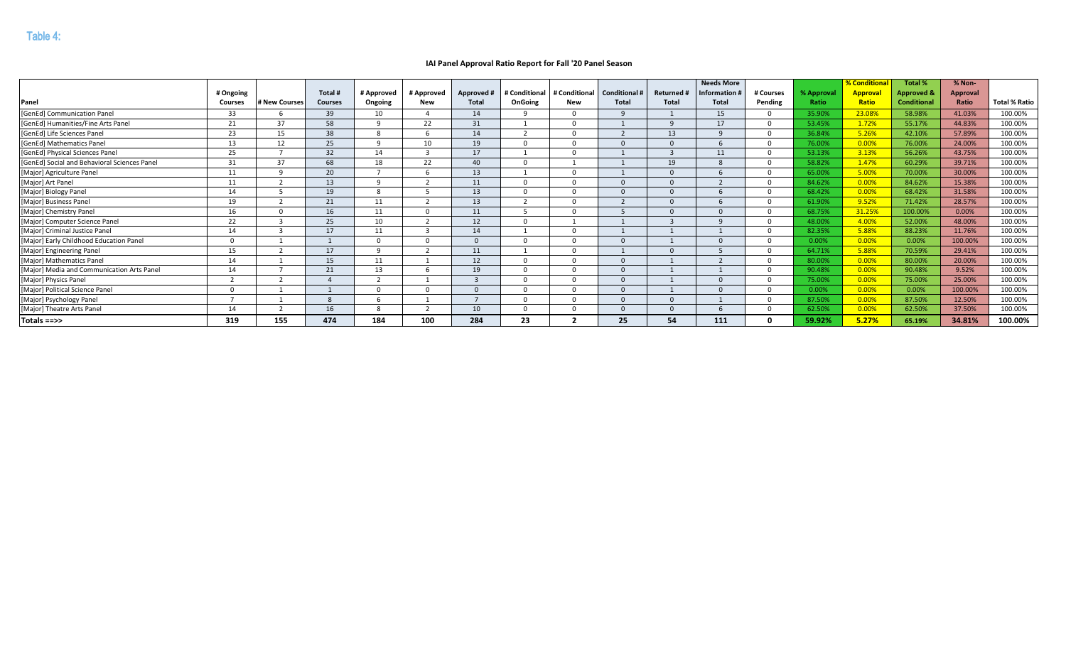## Table 4:

**IAI Panel Approval Ratio Report for Fall '20 Panel Season**

| Panel | # Ongoing Courses | # New Courses | Total # Courses | # Approved Ongoing | # Approved New | Approved # Total | # Conditional OnGoing | # Conditional New | Conditional # Total | Returned # Total | Needs More Information # Total | # Courses Pending | % Approval Ratio | % Conditional Approval Ratio | Total % Approved & Conditional | % Non-Approval Ratio | Total % Ratio |
|---|---|---|---|---|---|---|---|---|---|---|---|---|---|---|---|---|---|
| [GenEd] Communication Panel | 33 | 6 | 39 | 10 | 4 | 14 | 9 | 0 | 9 | 1 | 15 | 0 | 35.90% | 23.08% | 58.98% | 41.03% | 100.00% |
| [GenEd] Humanities/Fine Arts Panel | 21 | 37 | 58 | 9 | 22 | 31 | 1 | 0 | 1 | 9 | 17 | 0 | 53.45% | 1.72% | 55.17% | 44.83% | 100.00% |
| [GenEd] Life Sciences Panel | 23 | 15 | 38 | 8 | 6 | 14 | 2 | 0 | 2 | 13 | 9 | 0 | 36.84% | 5.26% | 42.10% | 57.89% | 100.00% |
| [GenEd] Mathematics Panel | 13 | 12 | 25 | 9 | 10 | 19 | 0 | 0 | 0 | 0 | 6 | 0 | 76.00% | 0.00% | 76.00% | 24.00% | 100.00% |
| [GenEd] Physical Sciences Panel | 25 | 7 | 32 | 14 | 3 | 17 | 1 | 0 | 1 | 3 | 11 | 0 | 53.13% | 3.13% | 56.26% | 43.75% | 100.00% |
| [GenEd] Social and Behavioral Sciences Panel | 31 | 37 | 68 | 18 | 22 | 40 | 0 | 1 | 1 | 19 | 8 | 0 | 58.82% | 1.47% | 60.29% | 39.71% | 100.00% |
| [Major] Agriculture Panel | 11 | 9 | 20 | 7 | 6 | 13 | 1 | 0 | 1 | 0 | 6 | 0 | 65.00% | 5.00% | 70.00% | 30.00% | 100.00% |
| [Major] Art Panel | 11 | 2 | 13 | 9 | 2 | 11 | 0 | 0 | 0 | 0 | 2 | 0 | 84.62% | 0.00% | 84.62% | 15.38% | 100.00% |
| [Major] Biology Panel | 14 | 5 | 19 | 8 | 5 | 13 | 0 | 0 | 0 | 0 | 6 | 0 | 68.42% | 0.00% | 68.42% | 31.58% | 100.00% |
| [Major] Business Panel | 19 | 2 | 21 | 11 | 2 | 13 | 2 | 0 | 2 | 0 | 6 | 0 | 61.90% | 9.52% | 71.42% | 28.57% | 100.00% |
| [Major] Chemistry Panel | 16 | 0 | 16 | 11 | 0 | 11 | 5 | 0 | 5 | 0 | 0 | 0 | 68.75% | 31.25% | 100.00% | 0.00% | 100.00% |
| [Major] Computer Science Panel | 22 | 3 | 25 | 10 | 2 | 12 | 0 | 1 | 1 | 3 | 9 | 0 | 48.00% | 4.00% | 52.00% | 48.00% | 100.00% |
| [Major] Criminal Justice Panel | 14 | 3 | 17 | 11 | 3 | 14 | 1 | 0 | 1 | 1 | 1 | 0 | 82.35% | 5.88% | 88.23% | 11.76% | 100.00% |
| [Major] Early Childhood Education Panel | 0 | 1 | 1 | 0 | 0 | 0 | 0 | 0 | 0 | 1 | 0 | 0 | 0.00% | 0.00% | 0.00% | 100.00% | 100.00% |
| [Major] Engineering Panel | 15 | 2 | 17 | 9 | 2 | 11 | 1 | 0 | 1 | 0 | 5 | 0 | 64.71% | 5.88% | 70.59% | 29.41% | 100.00% |
| [Major] Mathematics Panel | 14 | 1 | 15 | 11 | 1 | 12 | 0 | 0 | 0 | 1 | 2 | 0 | 80.00% | 0.00% | 80.00% | 20.00% | 100.00% |
| [Major] Media and Communication Arts Panel | 14 | 7 | 21 | 13 | 6 | 19 | 0 | 0 | 0 | 1 | 1 | 0 | 90.48% | 0.00% | 90.48% | 9.52% | 100.00% |
| [Major] Physics Panel | 2 | 2 | 4 | 2 | 1 | 3 | 0 | 0 | 0 | 1 | 0 | 0 | 75.00% | 0.00% | 75.00% | 25.00% | 100.00% |
| [Major] Political Science Panel | 0 | 1 | 1 | 0 | 0 | 0 | 0 | 0 | 0 | 1 | 0 | 0 | 0.00% | 0.00% | 0.00% | 100.00% | 100.00% |
| [Major] Psychology Panel | 7 | 1 | 8 | 6 | 1 | 7 | 0 | 0 | 0 | 0 | 1 | 0 | 87.50% | 0.00% | 87.50% | 12.50% | 100.00% |
| [Major] Theatre Arts Panel | 14 | 2 | 16 | 8 | 2 | 10 | 0 | 0 | 0 | 0 | 6 | 0 | 62.50% | 0.00% | 62.50% | 37.50% | 100.00% |
| **Totals ==>>** | **319** | **155** | **474** | **184** | **100** | **284** | **23** | **2** | **25** | **54** | **111** | **0** | **59.92%** | **5.27%** | **65.19%** | **34.81%** | **100.00%** |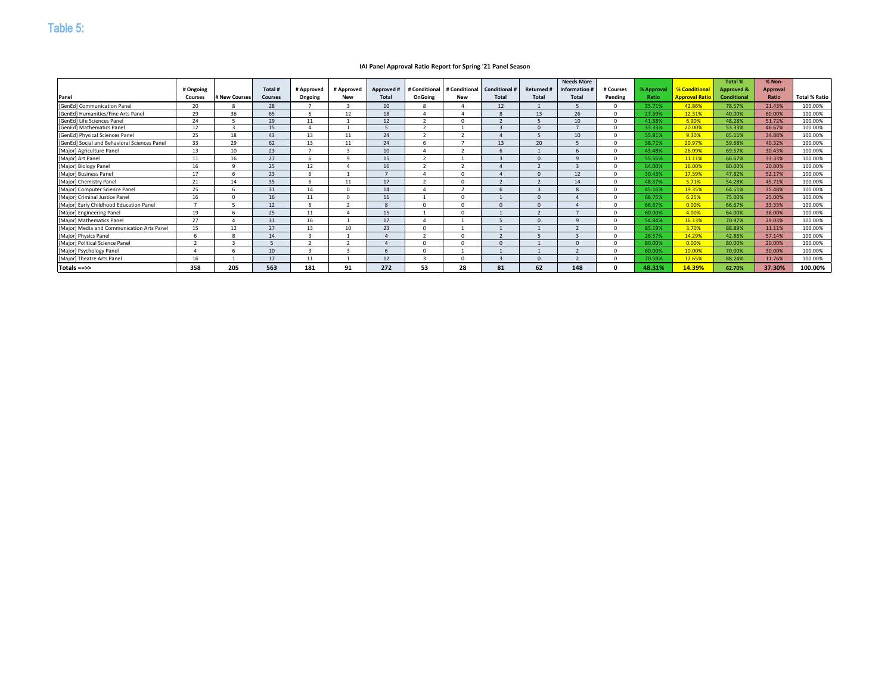# Table 5:

**IAI Panel Approval Ratio Report for Spring '21 Panel Season**

| Panel | # Ongoing Courses | # New Courses | Total # Courses | # Approved Ongoing | # Approved New | Approved # Total | # Conditional OnGoing | # Conditional New | Conditional # Total | Returned # Total | Needs More Information # Total | # Courses Pending | % Approval Ratio | % Conditional Approval Ratio | Total % Approved & Conditional | % Non-Approval Ratio | Total % Ratio |
|---|---|---|---|---|---|---|---|---|---|---|---|---|---|---|---|---|---|
| [GenEd] Communication Panel | 20 | 8 | 28 | 7 | 3 | 10 | 8 | 4 | 12 | 1 | 5 | 0 | 35.71% | 42.86% | 78.57% | 21.43% | 100.00% |
| [GenEd] Humanities/Fine Arts Panel | 29 | 36 | 65 | 6 | 12 | 18 | 4 | 4 | 8 | 13 | 26 | 0 | 27.69% | 12.31% | 40.00% | 60.00% | 100.00% |
| [GenEd] Life Sciences Panel | 24 | 5 | 29 | 11 | 1 | 12 | 2 | 0 | 2 | 5 | 10 | 0 | 41.38% | 6.90% | 48.28% | 51.72% | 100.00% |
| [GenEd] Mathematics Panel | 12 | 3 | 15 | 4 | 1 | 5 | 2 | 1 | 3 | 0 | 7 | 0 | 33.33% | 20.00% | 53.33% | 46.67% | 100.00% |
| [GenEd] Physical Sciences Panel | 25 | 18 | 43 | 13 | 11 | 24 | 2 | 2 | 4 | 5 | 10 | 0 | 55.81% | 9.30% | 65.11% | 34.88% | 100.00% |
| [GenEd] Social and Behavioral Sciences Panel | 33 | 29 | 62 | 13 | 11 | 24 | 6 | 7 | 13 | 20 | 5 | 0 | 38.71% | 20.97% | 59.68% | 40.32% | 100.00% |
| [Major] Agriculture Panel | 13 | 10 | 23 | 7 | 3 | 10 | 4 | 2 | 6 | 1 | 6 | 0 | 43.48% | 26.09% | 69.57% | 30.43% | 100.00% |
| [Major] Art Panel | 11 | 16 | 27 | 6 | 9 | 15 | 2 | 1 | 3 | 0 | 9 | 0 | 55.56% | 11.11% | 66.67% | 33.33% | 100.00% |
| [Major] Biology Panel | 16 | 9 | 25 | 12 | 4 | 16 | 2 | 2 | 4 | 2 | 3 | 0 | 64.00% | 16.00% | 80.00% | 20.00% | 100.00% |
| [Major] Business Panel | 17 | 6 | 23 | 6 | 1 | 7 | 4 | 0 | 4 | 0 | 12 | 0 | 30.43% | 17.39% | 47.82% | 52.17% | 100.00% |
| [Major] Chemistry Panel | 21 | 14 | 35 | 6 | 11 | 17 | 2 | 0 | 2 | 2 | 14 | 0 | 48.57% | 5.71% | 54.28% | 45.71% | 100.00% |
| [Major] Computer Science Panel | 25 | 6 | 31 | 14 | 0 | 14 | 4 | 2 | 6 | 3 | 8 | 0 | 45.16% | 19.35% | 64.51% | 35.48% | 100.00% |
| [Major] Criminal Justice Panel | 16 | 0 | 16 | 11 | 0 | 11 | 1 | 0 | 1 | 0 | 4 | 0 | 68.75% | 6.25% | 75.00% | 25.00% | 100.00% |
| [Major] Early Childhood Education Panel | 7 | 5 | 12 | 6 | 2 | 8 | 0 | 0 | 0 | 0 | 4 | 0 | 66.67% | 0.00% | 66.67% | 33.33% | 100.00% |
| [Major] Engineering Panel | 19 | 6 | 25 | 11 | 4 | 15 | 1 | 0 | 1 | 2 | 7 | 0 | 60.00% | 4.00% | 64.00% | 36.00% | 100.00% |
| [Major] Mathematics Panel | 27 | 4 | 31 | 16 | 1 | 17 | 4 | 1 | 5 | 0 | 9 | 0 | 54.84% | 16.13% | 70.97% | 29.03% | 100.00% |
| [Major] Media and Communication Arts Panel | 15 | 12 | 27 | 13 | 10 | 23 | 0 | 1 | 1 | 1 | 2 | 0 | 85.19% | 3.70% | 88.89% | 11.11% | 100.00% |
| [Major] Physics Panel | 6 | 8 | 14 | 3 | 1 | 4 | 2 | 0 | 2 | 5 | 3 | 0 | 28.57% | 14.29% | 42.86% | 57.14% | 100.00% |
| [Major] Political Science Panel | 2 | 3 | 5 | 2 | 2 | 4 | 0 | 0 | 0 | 1 | 0 | 0 | 80.00% | 0.00% | 80.00% | 20.00% | 100.00% |
| [Major] Psychology Panel | 4 | 6 | 10 | 3 | 3 | 6 | 0 | 1 | 1 | 1 | 2 | 0 | 60.00% | 10.00% | 70.00% | 30.00% | 100.00% |
| [Major] Theatre Arts Panel | 16 | 1 | 17 | 11 | 1 | 12 | 3 | 0 | 3 | 0 | 2 | 0 | 70.59% | 17.65% | 88.24% | 11.76% | 100.00% |
| **Totals ==>>** | **358** | **205** | **563** | **181** | **91** | **272** | **53** | **28** | **81** | **62** | **148** | **0** | **48.31%** | **14.39%** | **62.70%** | **37.30%** | **100.00%** |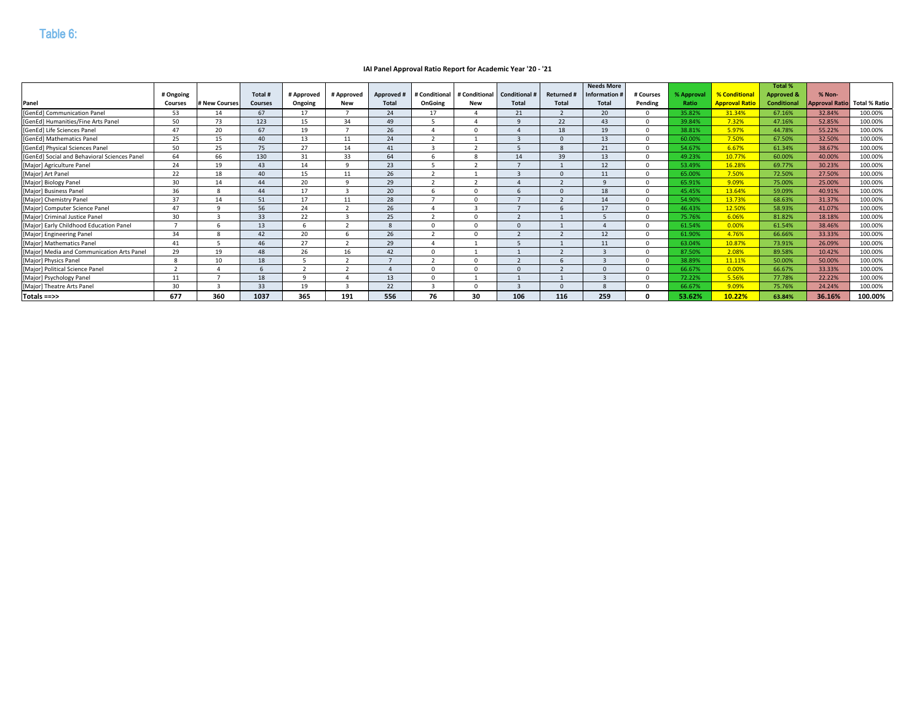## Table 6:

**IAI Panel Approval Ratio Report for Academic Year '20 - '21**

| Panel | # Ongoing Courses | # New Courses | Total # Courses | # Approved Ongoing | # Approved New | Approved # Total | # Conditional OnGoing | # Conditional New | Conditional # Total | Returned # Total | Needs More Information # Total | # Courses Pending | % Approval Ratio | % Conditional Approval Ratio | Total % Approved & Conditional | % Non-Approval Ratio | Total % Ratio |
|---|---|---|---|---|---|---|---|---|---|---|---|---|---|---|---|---|---|
| [GenEd] Communication Panel | 53 | 14 | 67 | 17 | 7 | 24 | 17 | 4 | 21 | 2 | 20 | 0 | 35.82% | 31.34% | 67.16% | 32.84% | 100.00% |
| [GenEd] Humanities/Fine Arts Panel | 50 | 73 | 123 | 15 | 34 | 49 | 5 | 4 | 9 | 22 | 43 | 0 | 39.84% | 7.32% | 47.16% | 52.85% | 100.00% |
| [GenEd] Life Sciences Panel | 47 | 20 | 67 | 19 | 7 | 26 | 4 | 0 | 4 | 18 | 19 | 0 | 38.81% | 5.97% | 44.78% | 55.22% | 100.00% |
| [GenEd] Mathematics Panel | 25 | 15 | 40 | 13 | 11 | 24 | 2 | 1 | 3 | 0 | 13 | 0 | 60.00% | 7.50% | 67.50% | 32.50% | 100.00% |
| [GenEd] Physical Sciences Panel | 50 | 25 | 75 | 27 | 14 | 41 | 3 | 2 | 5 | 8 | 21 | 0 | 54.67% | 6.67% | 61.34% | 38.67% | 100.00% |
| [GenEd] Social and Behavioral Sciences Panel | 64 | 66 | 130 | 31 | 33 | 64 | 6 | 8 | 14 | 39 | 13 | 0 | 49.23% | 10.77% | 60.00% | 40.00% | 100.00% |
| [Major] Agriculture Panel | 24 | 19 | 43 | 14 | 9 | 23 | 5 | 2 | 7 | 1 | 12 | 0 | 53.49% | 16.28% | 69.77% | 30.23% | 100.00% |
| [Major] Art Panel | 22 | 18 | 40 | 15 | 11 | 26 | 2 | 1 | 3 | 0 | 11 | 0 | 65.00% | 7.50% | 72.50% | 27.50% | 100.00% |
| [Major] Biology Panel | 30 | 14 | 44 | 20 | 9 | 29 | 2 | 2 | 4 | 2 | 9 | 0 | 65.91% | 9.09% | 75.00% | 25.00% | 100.00% |
| [Major] Business Panel | 36 | 8 | 44 | 17 | 3 | 20 | 6 | 0 | 6 | 0 | 18 | 0 | 45.45% | 13.64% | 59.09% | 40.91% | 100.00% |
| [Major] Chemistry Panel | 37 | 14 | 51 | 17 | 11 | 28 | 7 | 0 | 7 | 2 | 14 | 0 | 54.90% | 13.73% | 68.63% | 31.37% | 100.00% |
| [Major] Computer Science Panel | 47 | 9 | 56 | 24 | 2 | 26 | 4 | 3 | 7 | 6 | 17 | 0 | 46.43% | 12.50% | 58.93% | 41.07% | 100.00% |
| [Major] Criminal Justice Panel | 30 | 3 | 33 | 22 | 3 | 25 | 2 | 0 | 2 | 1 | 5 | 0 | 75.76% | 6.06% | 81.82% | 18.18% | 100.00% |
| [Major] Early Childhood Education Panel | 7 | 6 | 13 | 6 | 2 | 8 | 0 | 0 | 0 | 1 | 4 | 0 | 61.54% | 0.00% | 61.54% | 38.46% | 100.00% |
| [Major] Engineering Panel | 34 | 8 | 42 | 20 | 6 | 26 | 2 | 0 | 2 | 2 | 12 | 0 | 61.90% | 4.76% | 66.66% | 33.33% | 100.00% |
| [Major] Mathematics Panel | 41 | 5 | 46 | 27 | 2 | 29 | 4 | 1 | 5 | 1 | 11 | 0 | 63.04% | 10.87% | 73.91% | 26.09% | 100.00% |
| [Major] Media and Communication Arts Panel | 29 | 19 | 48 | 26 | 16 | 42 | 0 | 1 | 1 | 2 | 3 | 0 | 87.50% | 2.08% | 89.58% | 10.42% | 100.00% |
| [Major] Physics Panel | 8 | 10 | 18 | 5 | 2 | 7 | 2 | 0 | 2 | 6 | 3 | 0 | 38.89% | 11.11% | 50.00% | 50.00% | 100.00% |
| [Major] Political Science Panel | 2 | 4 | 6 | 2 | 2 | 4 | 0 | 0 | 0 | 2 | 0 | 0 | 66.67% | 0.00% | 66.67% | 33.33% | 100.00% |
| [Major] Psychology Panel | 11 | 7 | 18 | 9 | 4 | 13 | 0 | 1 | 1 | 1 | 3 | 0 | 72.22% | 5.56% | 77.78% | 22.22% | 100.00% |
| [Major] Theatre Arts Panel | 30 | 3 | 33 | 19 | 3 | 22 | 3 | 0 | 3 | 0 | 8 | 0 | 66.67% | 9.09% | 75.76% | 24.24% | 100.00% |
| **Totals ==>>** | **677** | **360** | **1037** | **365** | **191** | **556** | **76** | **30** | **106** | **116** | **259** | **0** | **53.62%** | **10.22%** | **63.84%** | **36.16%** | **100.00%** |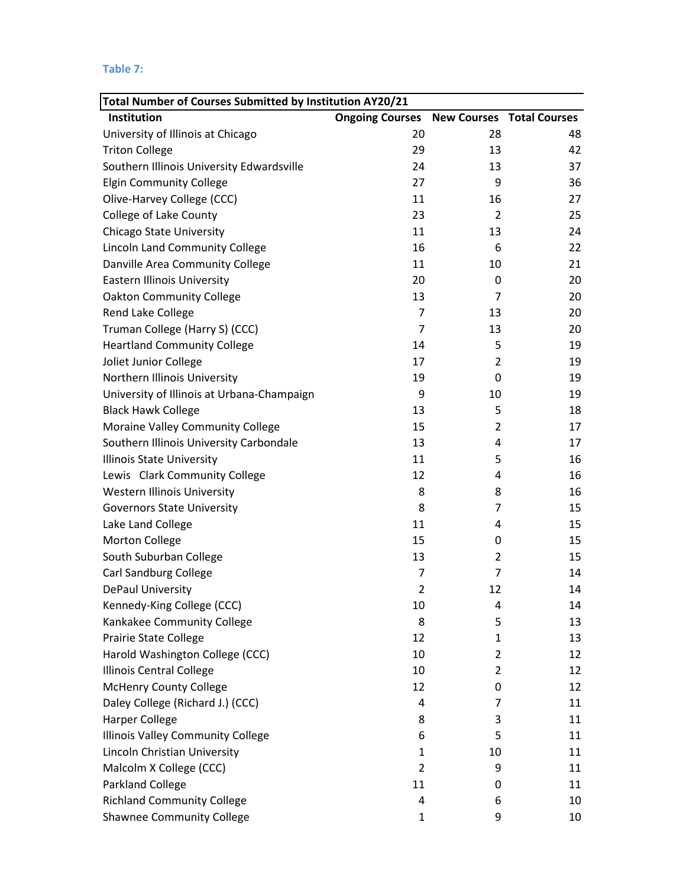**Table 7:**

| Total Number of Courses Submitted by Institution AY20/21 | | | |
|---|---|---|---|
| **Institution** | **Ongoing Courses** | **New Courses** | **Total Courses** |
| University of Illinois at Chicago | 20 | 28 | 48 |
| Triton College | 29 | 13 | 42 |
| Southern Illinois University Edwardsville | 24 | 13 | 37 |
| Elgin Community College | 27 | 9 | 36 |
| Olive-Harvey College (CCC) | 11 | 16 | 27 |
| College of Lake County | 23 | 2 | 25 |
| Chicago State University | 11 | 13 | 24 |
| Lincoln Land Community College | 16 | 6 | 22 |
| Danville Area Community College | 11 | 10 | 21 |
| Eastern Illinois University | 20 | 0 | 20 |
| Oakton Community College | 13 | 7 | 20 |
| Rend Lake College | 7 | 13 | 20 |
| Truman College (Harry S) (CCC) | 7 | 13 | 20 |
| Heartland Community College | 14 | 5 | 19 |
| Joliet Junior College | 17 | 2 | 19 |
| Northern Illinois University | 19 | 0 | 19 |
| University of Illinois at Urbana-Champaign | 9 | 10 | 19 |
| Black Hawk College | 13 | 5 | 18 |
| Moraine Valley Community College | 15 | 2 | 17 |
| Southern Illinois University Carbondale | 13 | 4 | 17 |
| Illinois State University | 11 | 5 | 16 |
| Lewis Clark Community College | 12 | 4 | 16 |
| Western Illinois University | 8 | 8 | 16 |
| Governors State University | 8 | 7 | 15 |
| Lake Land College | 11 | 4 | 15 |
| Morton College | 15 | 0 | 15 |
| South Suburban College | 13 | 2 | 15 |
| Carl Sandburg College | 7 | 7 | 14 |
| DePaul University | 2 | 12 | 14 |
| Kennedy-King College (CCC) | 10 | 4 | 14 |
| Kankakee Community College | 8 | 5 | 13 |
| Prairie State College | 12 | 1 | 13 |
| Harold Washington College (CCC) | 10 | 2 | 12 |
| Illinois Central College | 10 | 2 | 12 |
| McHenry County College | 12 | 0 | 12 |
| Daley College (Richard J.) (CCC) | 4 | 7 | 11 |
| Harper College | 8 | 3 | 11 |
| Illinois Valley Community College | 6 | 5 | 11 |
| Lincoln Christian University | 1 | 10 | 11 |
| Malcolm X College (CCC) | 2 | 9 | 11 |
| Parkland College | 11 | 0 | 11 |
| Richland Community College | 4 | 6 | 10 |
| Shawnee Community College | 1 | 9 | 10 |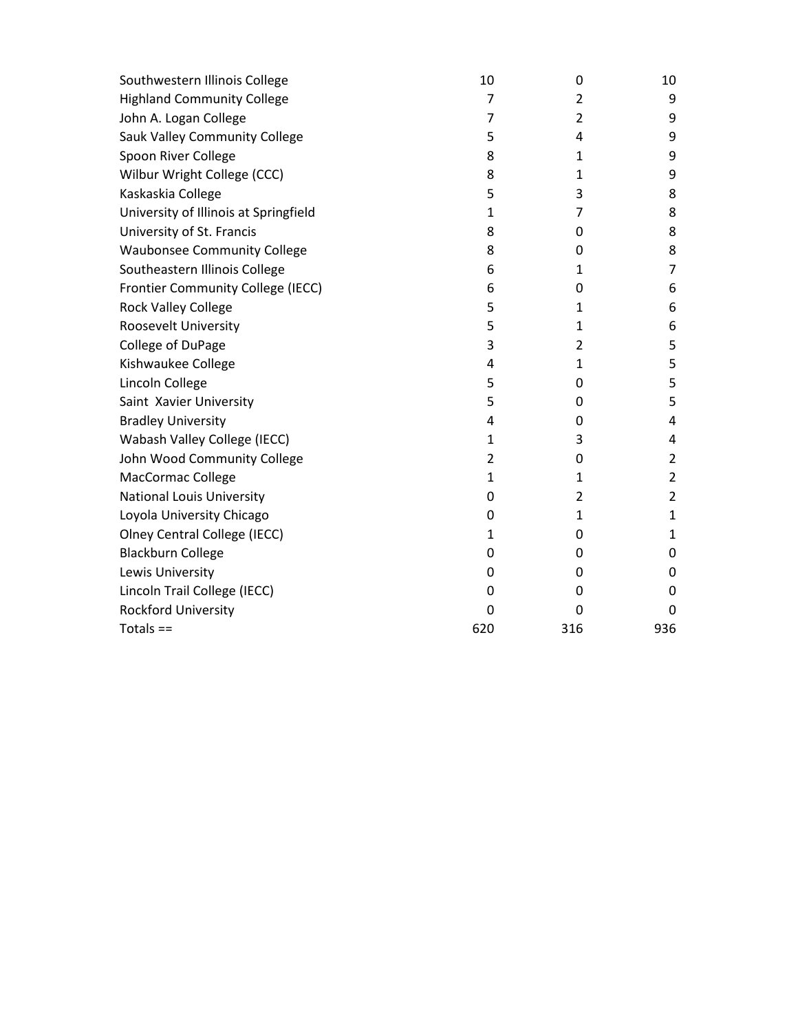| | | | |
|---|---|---|---|
| Southwestern Illinois College | 10 | 0 | 10 |
| Highland Community College | 7 | 2 | 9 |
| John A. Logan College | 7 | 2 | 9 |
| Sauk Valley Community College | 5 | 4 | 9 |
| Spoon River College | 8 | 1 | 9 |
| Wilbur Wright College (CCC) | 8 | 1 | 9 |
| Kaskaskia College | 5 | 3 | 8 |
| University of Illinois at Springfield | 1 | 7 | 8 |
| University of St. Francis | 8 | 0 | 8 |
| Waubonsee Community College | 8 | 0 | 8 |
| Southeastern Illinois College | 6 | 1 | 7 |
| Frontier Community College (IECC) | 6 | 0 | 6 |
| Rock Valley College | 5 | 1 | 6 |
| Roosevelt University | 5 | 1 | 6 |
| College of DuPage | 3 | 2 | 5 |
| Kishwaukee College | 4 | 1 | 5 |
| Lincoln College | 5 | 0 | 5 |
| Saint Xavier University | 5 | 0 | 5 |
| Bradley University | 4 | 0 | 4 |
| Wabash Valley College (IECC) | 1 | 3 | 4 |
| John Wood Community College | 2 | 0 | 2 |
| MacCormac College | 1 | 1 | 2 |
| National Louis University | 0 | 2 | 2 |
| Loyola University Chicago | 0 | 1 | 1 |
| Olney Central College (IECC) | 1 | 0 | 1 |
| Blackburn College | 0 | 0 | 0 |
| Lewis University | 0 | 0 | 0 |
| Lincoln Trail College (IECC) | 0 | 0 | 0 |
| Rockford University | 0 | 0 | 0 |
| Totals == | 620 | 316 | 936 |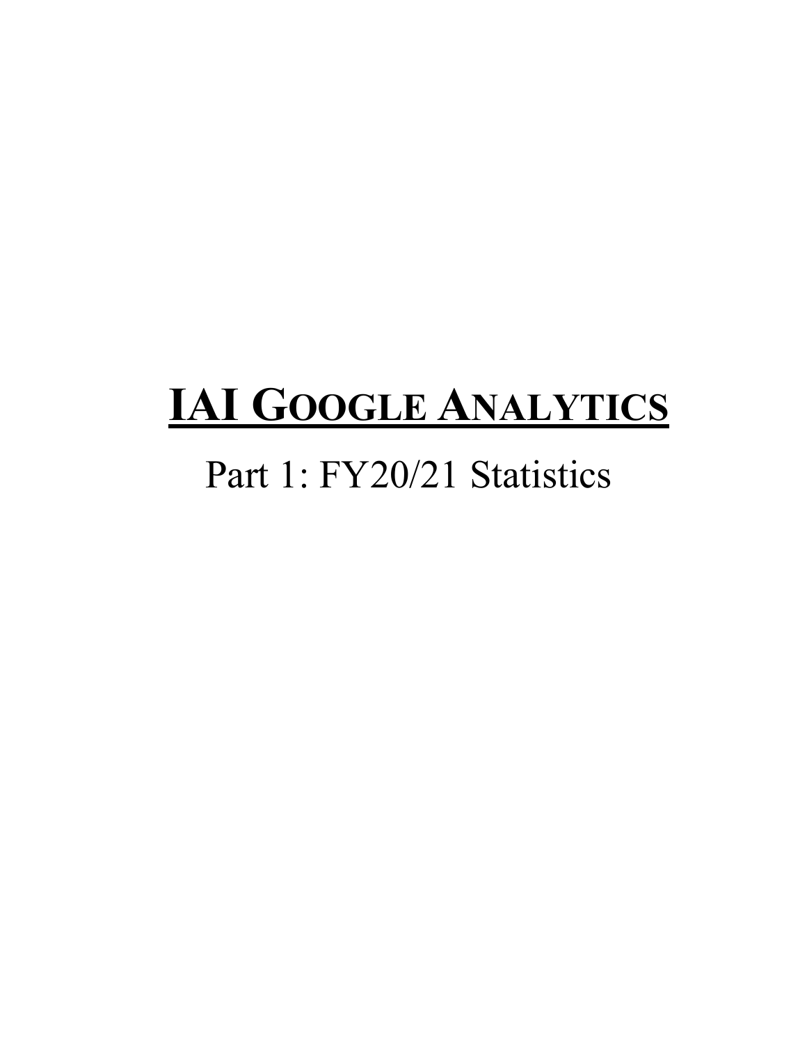# **IAI GOOGLE ANALYTICS**

Part 1: FY20/21 Statistics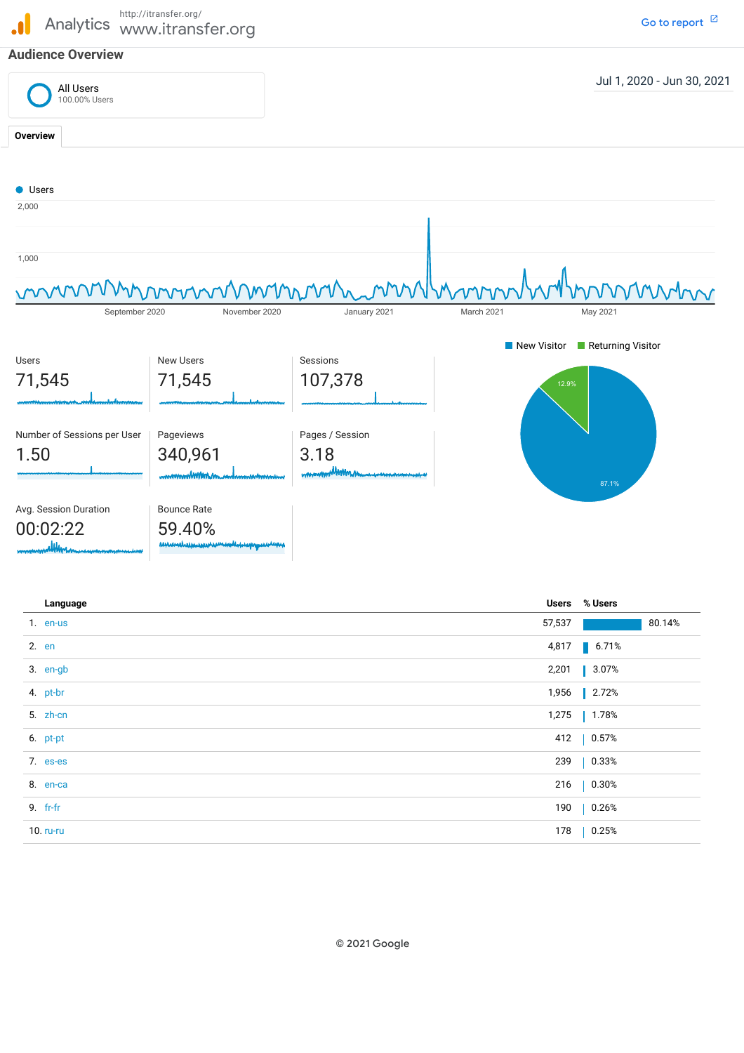Analytics http://itransfer.org/ www.itransfer.org

Go to report

## Audience Overview

All Users
100.00% Users

Jul 1, 2020 - Jun 30, 2021

**Overview**

Users

2,000

1,000

September 2020 November 2020 January 2021 March 2021 May 2021

New Visitor Returning Visitor

12.9%

87.1%

| Users | New Users | Sessions |
|---|---|---|
| 71,545 | 71,545 | 107,378 |

| Number of Sessions per User | Pageviews | Pages / Session |
|---|---|---|
| 1.50 | 340,961 | 3.18 |

| Avg. Session Duration | Bounce Rate |
|---|---|
| 00:02:22 | 59.40% |

| | Language | Users | % Users |
|---|---|---|---|
| 1. | en-us | 57,537 | 80.14% |
| 2. | en | 4,817 | 6.71% |
| 3. | en-gb | 2,201 | 3.07% |
| 4. | pt-br | 1,956 | 2.72% |
| 5. | zh-cn | 1,275 | 1.78% |
| 6. | pt-pt | 412 | 0.57% |
| 7. | es-es | 239 | 0.33% |
| 8. | en-ca | 216 | 0.30% |
| 9. | fr-fr | 190 | 0.26% |
| 10. | ru-ru | 178 | 0.25% |

© 2021 Google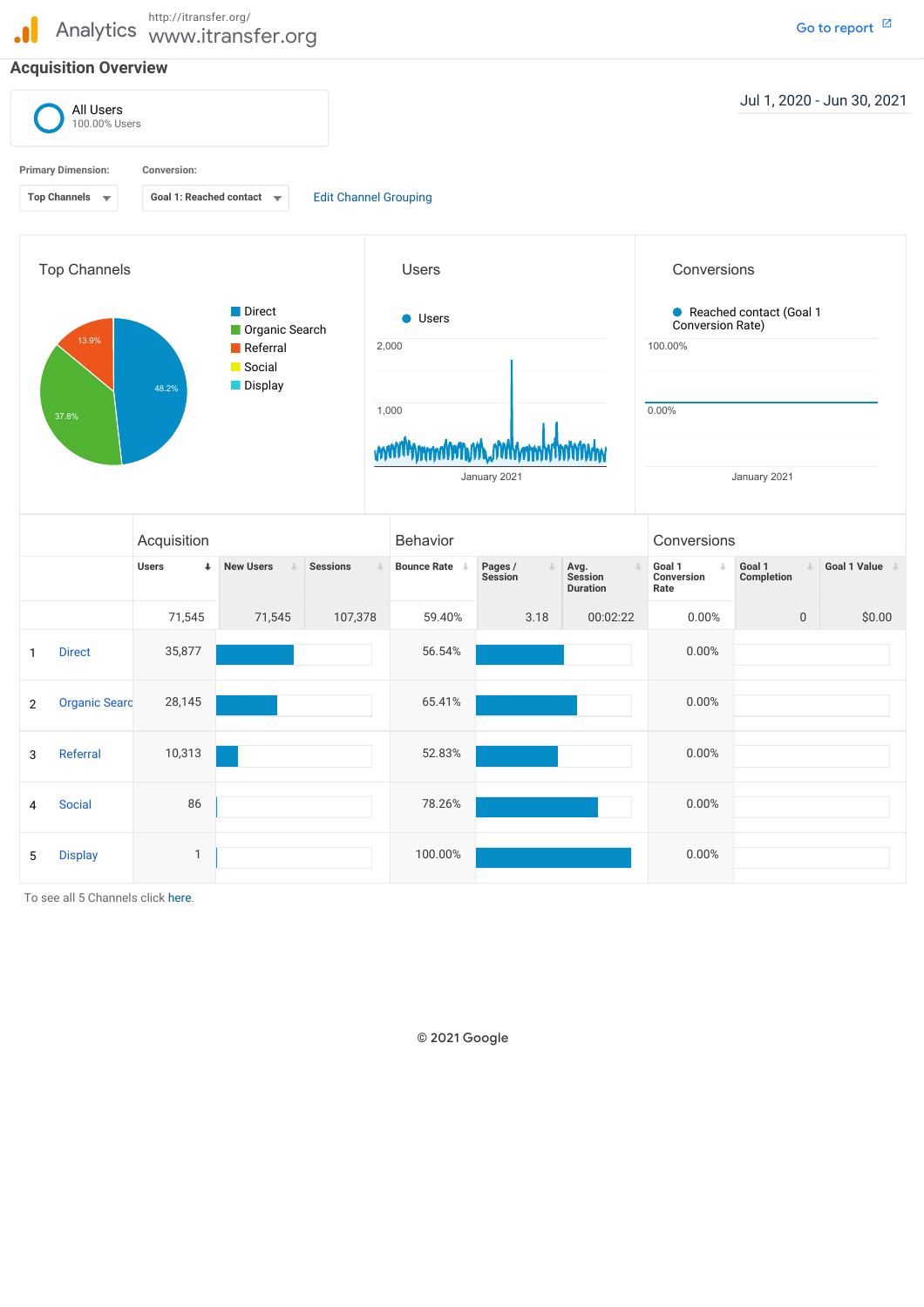Analytics http://itransfer.org/ www.itransfer.org

Go to report

## Acquisition Overview

All Users
100.00% Users

Jul 1, 2020 - Jun 30, 2021

Primary Dimension: Top Channels

Conversion: Goal 1: Reached contact

Edit Channel Grouping

### Top Channels

- Direct 48.2%
- Organic Search 37.8%
- Referral 13.9%
- Social
- Display

### Users

Users

2,000
1,000

January 2021

### Conversions

Reached contact (Goal 1 Conversion Rate)

100.00%
0.00%

January 2021

| | Acquisition | | | Behavior | | | Conversions | | |
|---|---|---|---|---|---|---|---|---|---|
| | Users | New Users | Sessions | Bounce Rate | Pages / Session | Avg. Session Duration | Goal 1 Conversion Rate | Goal 1 Completion | Goal 1 Value |
| | 71,545 | 71,545 | 107,378 | 59.40% | 3.18 | 00:02:22 | 0.00% | 0 | $0.00 |
| 1 Direct | 35,877 | | | 56.54% | | | 0.00% | | |
| 2 Organic Searc | 28,145 | | | 65.41% | | | 0.00% | | |
| 3 Referral | 10,313 | | | 52.83% | | | 0.00% | | |
| 4 Social | 86 | | | 78.26% | | | 0.00% | | |
| 5 Display | 1 | | | 100.00% | | | 0.00% | | |

To see all 5 Channels click here.

© 2021 Google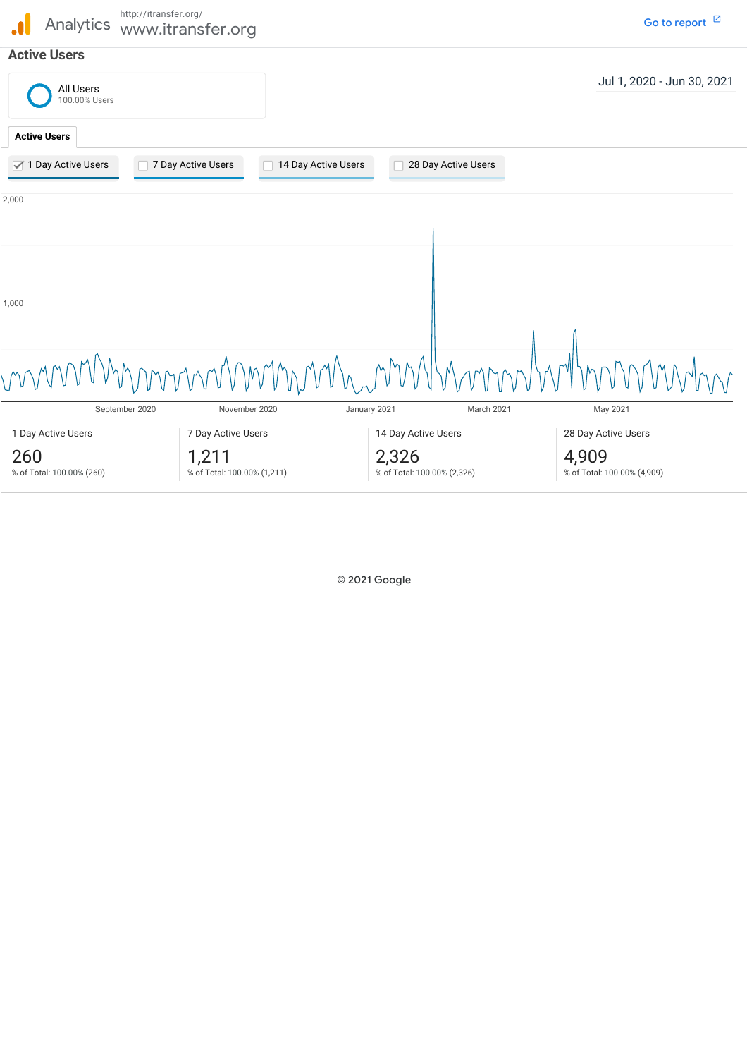Analytics http://itransfer.org/ www.itransfer.org

Go to report

## Active Users

All Users
100.00% Users

Jul 1, 2020 - Jun 30, 2021

**Active Users**

1 Day Active Users | 7 Day Active Users | 14 Day Active Users | 28 Day Active Users

| 1 Day Active Users | 7 Day Active Users | 14 Day Active Users | 28 Day Active Users |
|---|---|---|---|
| 260 | 1,211 | 2,326 | 4,909 |
| % of Total: 100.00% (260) | % of Total: 100.00% (1,211) | % of Total: 100.00% (2,326) | % of Total: 100.00% (4,909) |

© 2021 Google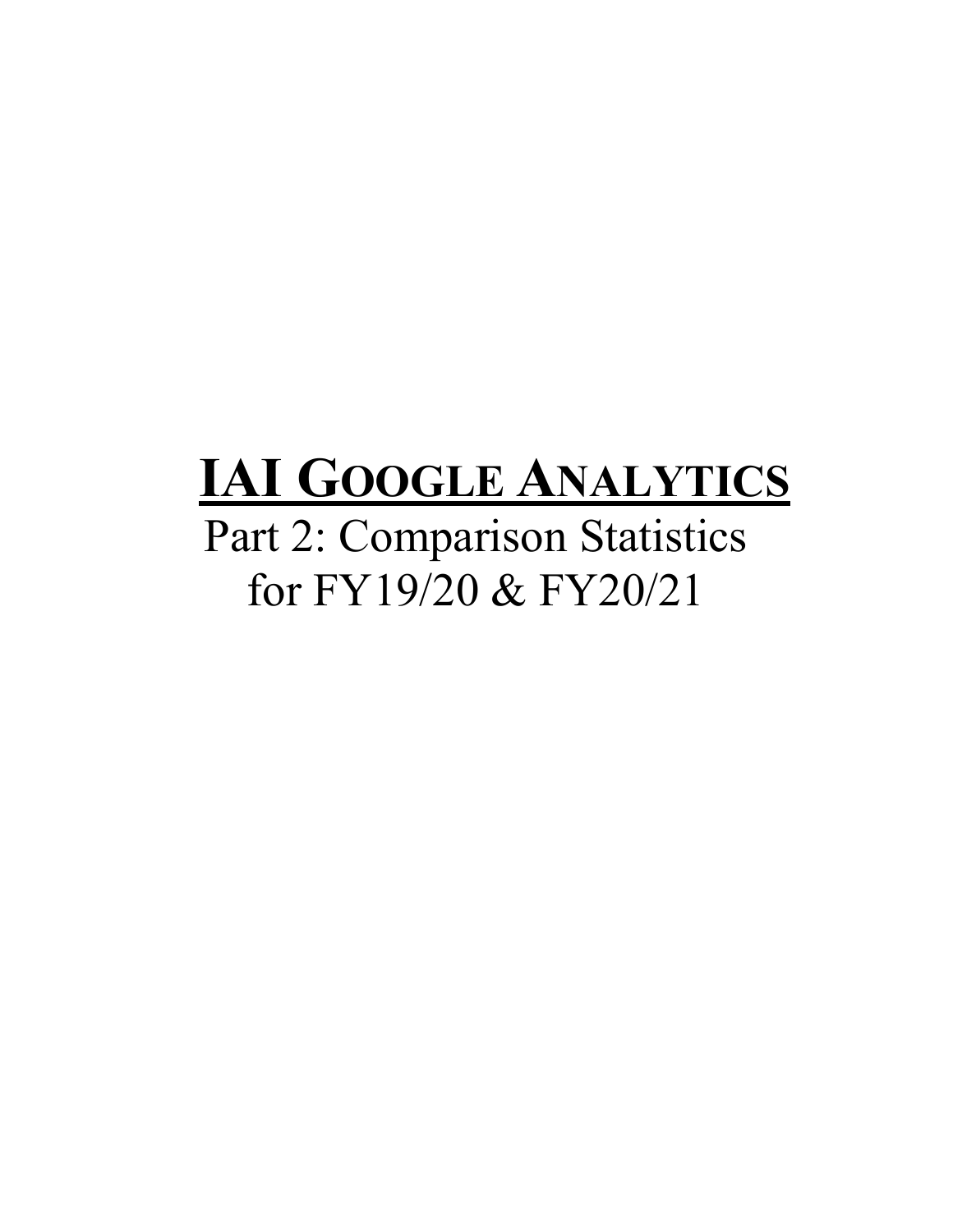# IAI GOOGLE ANALYTICS

Part 2: Comparison Statistics for FY19/20 & FY20/21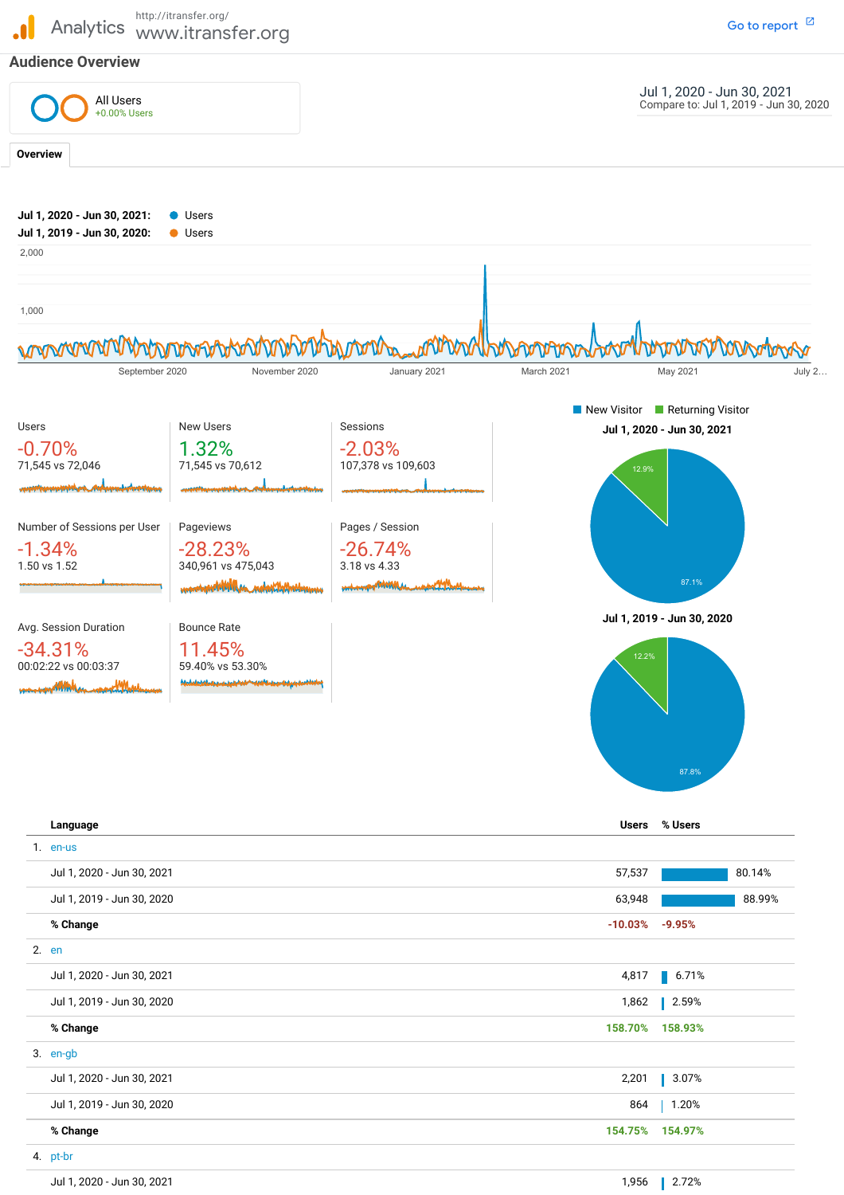Analytics http://itransfer.org/ www.itransfer.org

Go to report

## Audience Overview

All Users +0.00% Users

Jul 1, 2020 - Jun 30, 2021
Compare to: Jul 1, 2019 - Jun 30, 2020

Overview

**Jul 1, 2020 - Jun 30, 2021:** Users
**Jul 1, 2019 - Jun 30, 2020:** Users

| Metric | % Change | Values |
|---|---|---|
| Users | -0.70% | 71,545 vs 72,046 |
| New Users | 1.32% | 71,545 vs 70,612 |
| Sessions | -2.03% | 107,378 vs 109,603 |
| Number of Sessions per User | -1.34% | 1.50 vs 1.52 |
| Pageviews | -28.23% | 340,961 vs 475,043 |
| Pages / Session | -26.74% | 3.18 vs 4.33 |
| Avg. Session Duration | -34.31% | 00:02:22 vs 00:03:37 |
| Bounce Rate | 11.45% | 59.40% vs 53.30% |

New Visitor / Returning Visitor

**Jul 1, 2020 - Jun 30, 2021:** New Visitor 87.1%, Returning Visitor 12.9%

**Jul 1, 2019 - Jun 30, 2020:** New Visitor 87.8%, Returning Visitor 12.2%

| | Language | Users | % Users |
|---|---|---|---|
| 1. | en-us | | |
| | Jul 1, 2020 - Jun 30, 2021 | 57,537 | 80.14% |
| | Jul 1, 2019 - Jun 30, 2020 | 63,948 | 88.99% |
| | **% Change** | -10.03% | -9.95% |
| 2. | en | | |
| | Jul 1, 2020 - Jun 30, 2021 | 4,817 | 6.71% |
| | Jul 1, 2019 - Jun 30, 2020 | 1,862 | 2.59% |
| | **% Change** | 158.70% | 158.93% |
| 3. | en-gb | | |
| | Jul 1, 2020 - Jun 30, 2021 | 2,201 | 3.07% |
| | Jul 1, 2019 - Jun 30, 2020 | 864 | 1.20% |
| | **% Change** | 154.75% | 154.97% |
| 4. | pt-br | | |
| | Jul 1, 2020 - Jun 30, 2021 | 1,956 | 2.72% |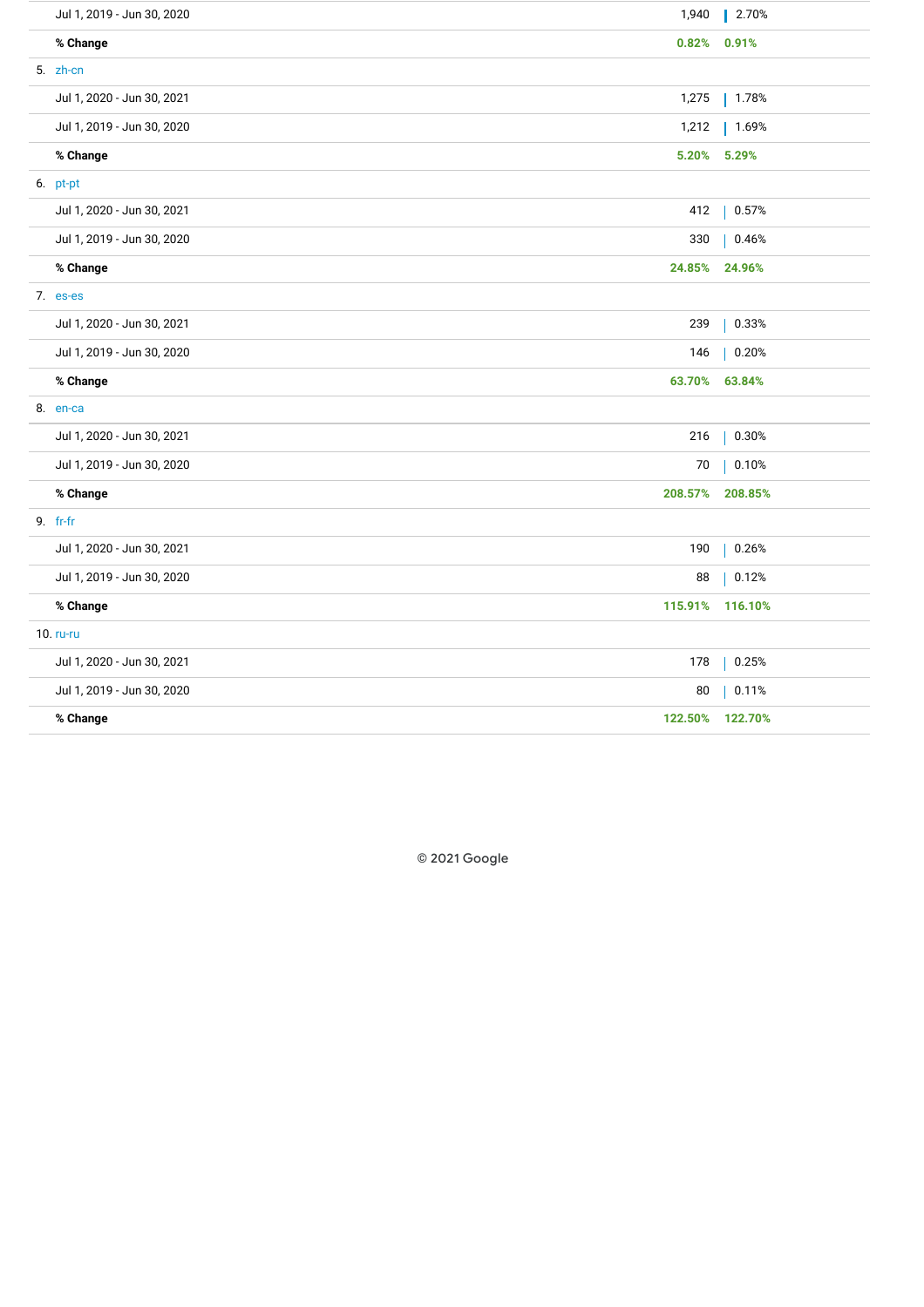| | | |
|---|---|---|
| Jul 1, 2019 - Jun 30, 2020 | 1,940 | 2.70% |
| **% Change** | **0.82%** | **0.91%** |
| 5. zh-cn | | |
| Jul 1, 2020 - Jun 30, 2021 | 1,275 | 1.78% |
| Jul 1, 2019 - Jun 30, 2020 | 1,212 | 1.69% |
| **% Change** | **5.20%** | **5.29%** |
| 6. pt-pt | | |
| Jul 1, 2020 - Jun 30, 2021 | 412 | 0.57% |
| Jul 1, 2019 - Jun 30, 2020 | 330 | 0.46% |
| **% Change** | **24.85%** | **24.96%** |
| 7. es-es | | |
| Jul 1, 2020 - Jun 30, 2021 | 239 | 0.33% |
| Jul 1, 2019 - Jun 30, 2020 | 146 | 0.20% |
| **% Change** | **63.70%** | **63.84%** |
| 8. en-ca | | |
| Jul 1, 2020 - Jun 30, 2021 | 216 | 0.30% |
| Jul 1, 2019 - Jun 30, 2020 | 70 | 0.10% |
| **% Change** | **208.57%** | **208.85%** |
| 9. fr-fr | | |
| Jul 1, 2020 - Jun 30, 2021 | 190 | 0.26% |
| Jul 1, 2019 - Jun 30, 2020 | 88 | 0.12% |
| **% Change** | **115.91%** | **116.10%** |
| 10. ru-ru | | |
| Jul 1, 2020 - Jun 30, 2021 | 178 | 0.25% |
| Jul 1, 2019 - Jun 30, 2020 | 80 | 0.11% |
| **% Change** | **122.50%** | **122.70%** |

© 2021 Google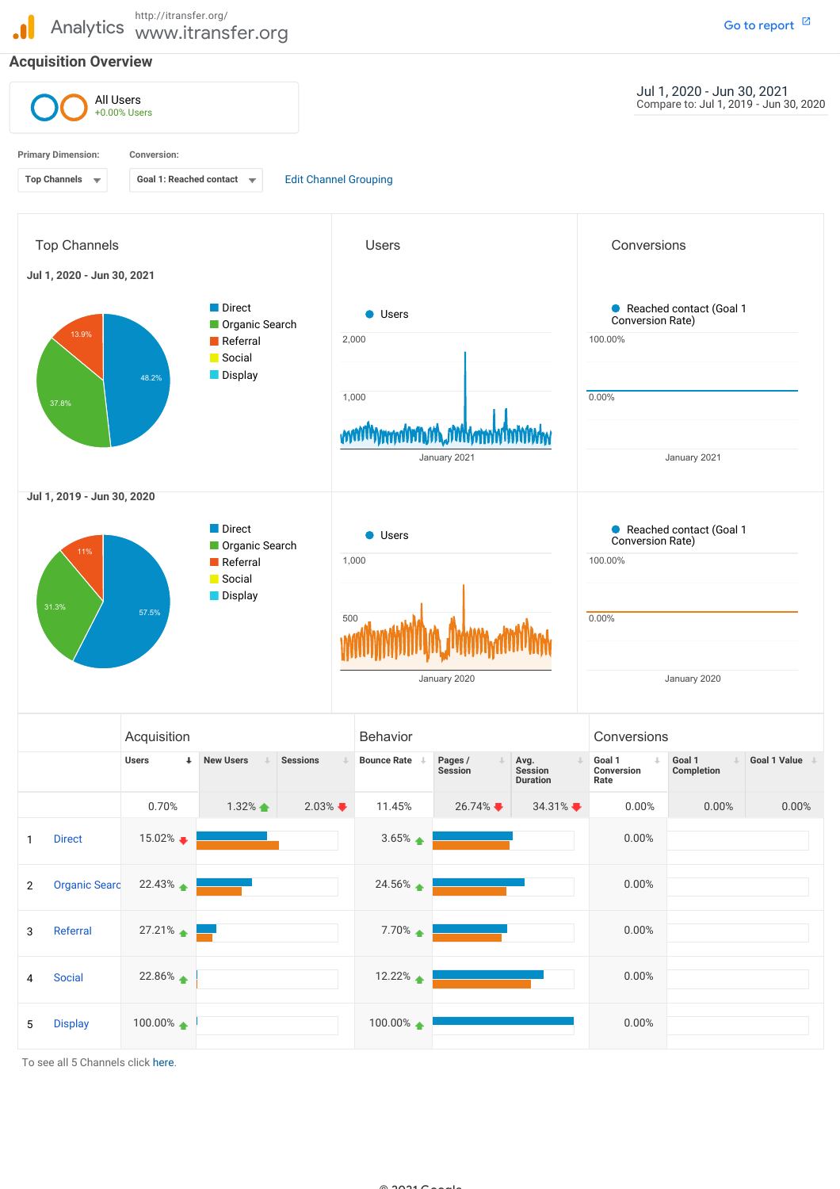Analytics http://itransfer.org/ www.itransfer.org

Go to report

## Acquisition Overview

All Users
+0.00% Users

Jul 1, 2020 - Jun 30, 2021
Compare to: Jul 1, 2019 - Jun 30, 2020

Primary Dimension: Top Channels
Conversion: Goal 1: Reached contact
Edit Channel Grouping

### Top Channels

**Jul 1, 2020 - Jun 30, 2021**

- Direct 48.2%
- Organic Search 37.8%
- Referral 13.9%
- Social
- Display

**Jul 1, 2019 - Jun 30, 2020**

- Direct 57.5%
- Organic Search 31.3%
- Referral 11%
- Social
- Display

### Users

Users (2,000; 1,000) — January 2021

Users (1,000; 500) — January 2020

### Conversions

Reached contact (Goal 1 Conversion Rate) (100.00%; 0.00%) — January 2021

Reached contact (Goal 1 Conversion Rate) (100.00%; 0.00%) — January 2020

| | Acquisition | | | Behavior | | | Conversions | | |
|---|---|---|---|---|---|---|---|---|---|
| | Users | New Users | Sessions | Bounce Rate | Pages / Session | Avg. Session Duration | Goal 1 Conversion Rate | Goal 1 Completion | Goal 1 Value |
| | 0.70% | 1.32% ↑ | 2.03% ↓ | 11.45% | 26.74% ↓ | 34.31% ↓ | 0.00% | 0.00% | 0.00% |
| 1 Direct | 15.02% ↓ | | | 3.65% ↑ | | | 0.00% | | |
| 2 Organic Search | 22.43% ↑ | | | 24.56% ↑ | | | 0.00% | | |
| 3 Referral | 27.21% ↑ | | | 7.70% ↑ | | | 0.00% | | |
| 4 Social | 22.86% ↑ | | | 12.22% ↑ | | | 0.00% | | |
| 5 Display | 100.00% ↑ | | | 100.00% ↑ | | | 0.00% | | |

To see all 5 Channels click here.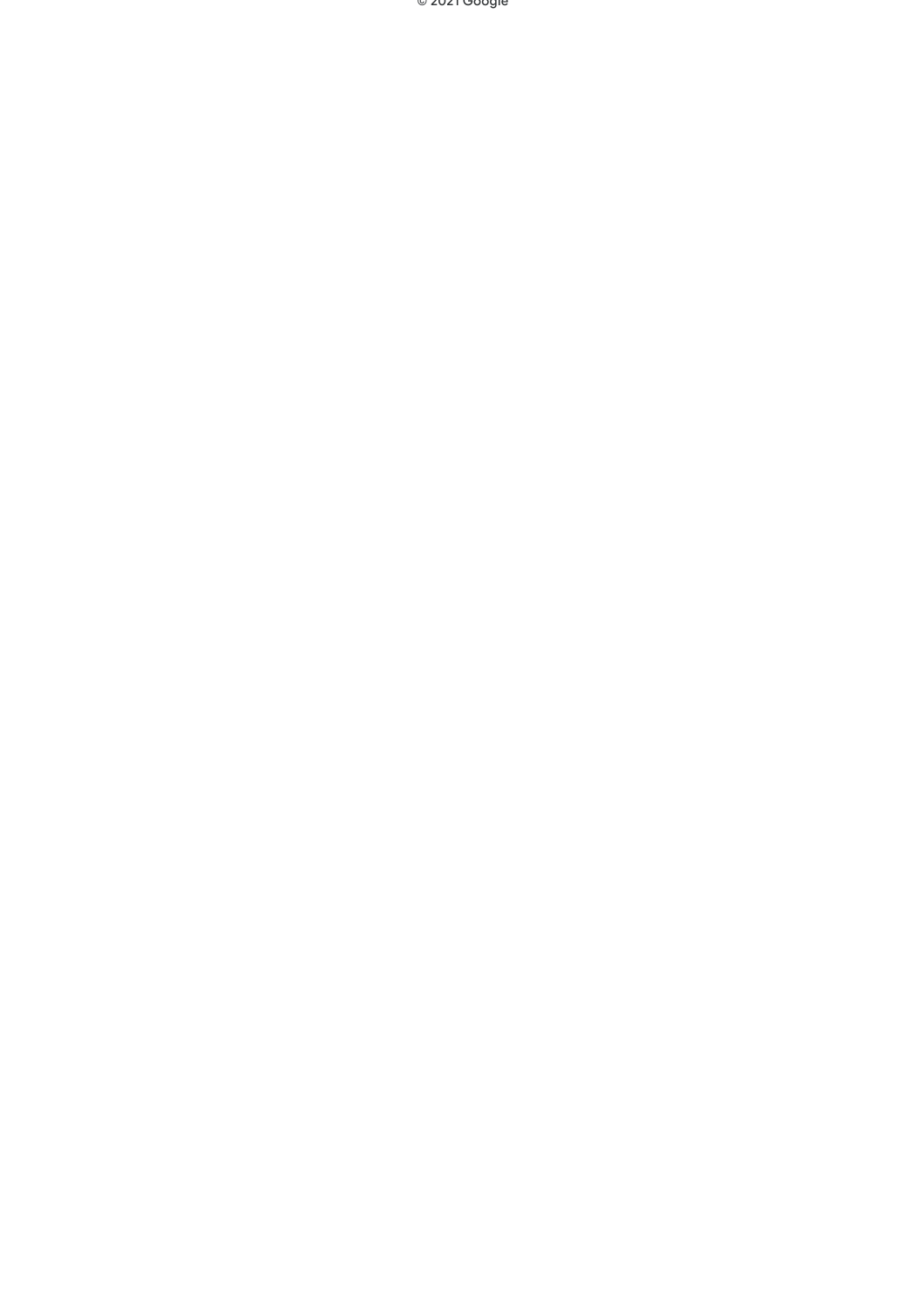© 2021 Google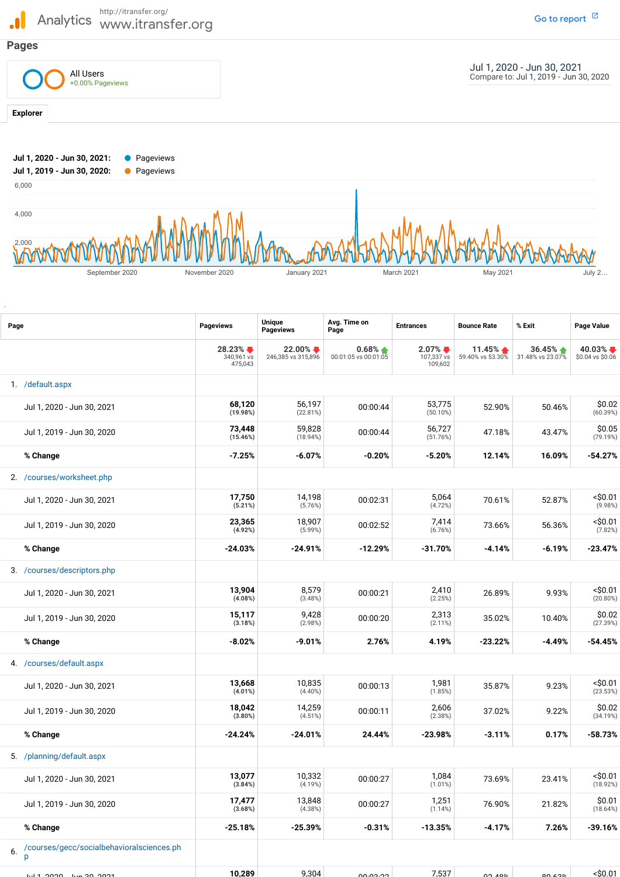Analytics http://itransfer.org/ www.itransfer.org

Go to report

## Pages

All Users
+0.00% Pageviews

Jul 1, 2020 - Jun 30, 2021
Compare to: Jul 1, 2019 - Jun 30, 2020

Explorer

Jul 1, 2020 - Jun 30, 2021: Pageviews
Jul 1, 2019 - Jun 30, 2020: Pageviews

| Page | Pageviews | Unique Pageviews | Avg. Time on Page | Entrances | Bounce Rate | % Exit | Page Value |
|---|---|---|---|---|---|---|---|
| | 28.23% ▼ 340,961 vs 475,043 | 22.00% ▼ 246,385 vs 315,896 | 0.68% ▲ 00:01:05 vs 00:01:05 | 2.07% ▼ 107,337 vs 109,602 | 11.45% ▲ 59.40% vs 53.30% | 36.45% ▲ 31.48% vs 23.07% | 40.03% ▼ $0.04 vs $0.06 |
| 1. /default.aspx | | | | | | | |
| Jul 1, 2020 - Jun 30, 2021 | 68,120 (19.98%) | 56,197 (22.81%) | 00:00:44 | 53,775 (50.10%) | 52.90% | 50.46% | $0.02 (60.39%) |
| Jul 1, 2019 - Jun 30, 2020 | 73,448 (15.46%) | 59,828 (18.94%) | 00:00:44 | 56,727 (51.76%) | 47.18% | 43.47% | $0.05 (79.19%) |
| % Change | -7.25% | -6.07% | -0.20% | -5.20% | 12.14% | 16.09% | -54.27% |
| 2. /courses/worksheet.php | | | | | | | |
| Jul 1, 2020 - Jun 30, 2021 | 17,750 (5.21%) | 14,198 (5.76%) | 00:02:31 | 5,064 (4.72%) | 70.61% | 52.87% | <$0.01 (9.98%) |
| Jul 1, 2019 - Jun 30, 2020 | 23,365 (4.92%) | 18,907 (5.99%) | 00:02:52 | 7,414 (6.76%) | 73.66% | 56.36% | <$0.01 (7.82%) |
| % Change | -24.03% | -24.91% | -12.29% | -31.70% | -4.14% | -6.19% | -23.47% |
| 3. /courses/descriptors.php | | | | | | | |
| Jul 1, 2020 - Jun 30, 2021 | 13,904 (4.08%) | 8,579 (3.48%) | 00:00:21 | 2,410 (2.25%) | 26.89% | 9.93% | <$0.01 (20.80%) |
| Jul 1, 2019 - Jun 30, 2020 | 15,117 (3.18%) | 9,428 (2.98%) | 00:00:20 | 2,313 (2.11%) | 35.02% | 10.40% | $0.02 (27.39%) |
| % Change | -8.02% | -9.01% | 2.76% | 4.19% | -23.22% | -4.49% | -54.45% |
| 4. /courses/default.aspx | | | | | | | |
| Jul 1, 2020 - Jun 30, 2021 | 13,668 (4.01%) | 10,835 (4.40%) | 00:00:13 | 1,981 (1.85%) | 35.87% | 9.23% | <$0.01 (23.53%) |
| Jul 1, 2019 - Jun 30, 2020 | 18,042 (3.80%) | 14,259 (4.51%) | 00:00:11 | 2,606 (2.38%) | 37.02% | 9.22% | $0.02 (34.19%) |
| % Change | -24.24% | -24.01% | 24.44% | -23.98% | -3.11% | 0.17% | -58.73% |
| 5. /planning/default.aspx | | | | | | | |
| Jul 1, 2020 - Jun 30, 2021 | 13,077 (3.84%) | 10,332 (4.19%) | 00:00:27 | 1,084 (1.01%) | 73.69% | 23.41% | <$0.01 (18.92%) |
| Jul 1, 2019 - Jun 30, 2020 | 17,477 (3.68%) | 13,848 (4.38%) | 00:00:27 | 1,251 (1.14%) | 76.90% | 21.82% | $0.01 (18.64%) |
| % Change | -25.18% | -25.39% | -0.31% | -13.35% | -4.17% | 7.26% | -39.16% |
| 6. /courses/gecc/socialbehavioralsciences.php | | | | | | | |
| Jul 1, 2020 - Jun 30, 2021 | 10,289 | 9,304 | 00:03:22 | 7,537 | 92.48% | 80.63% | <$0.01 |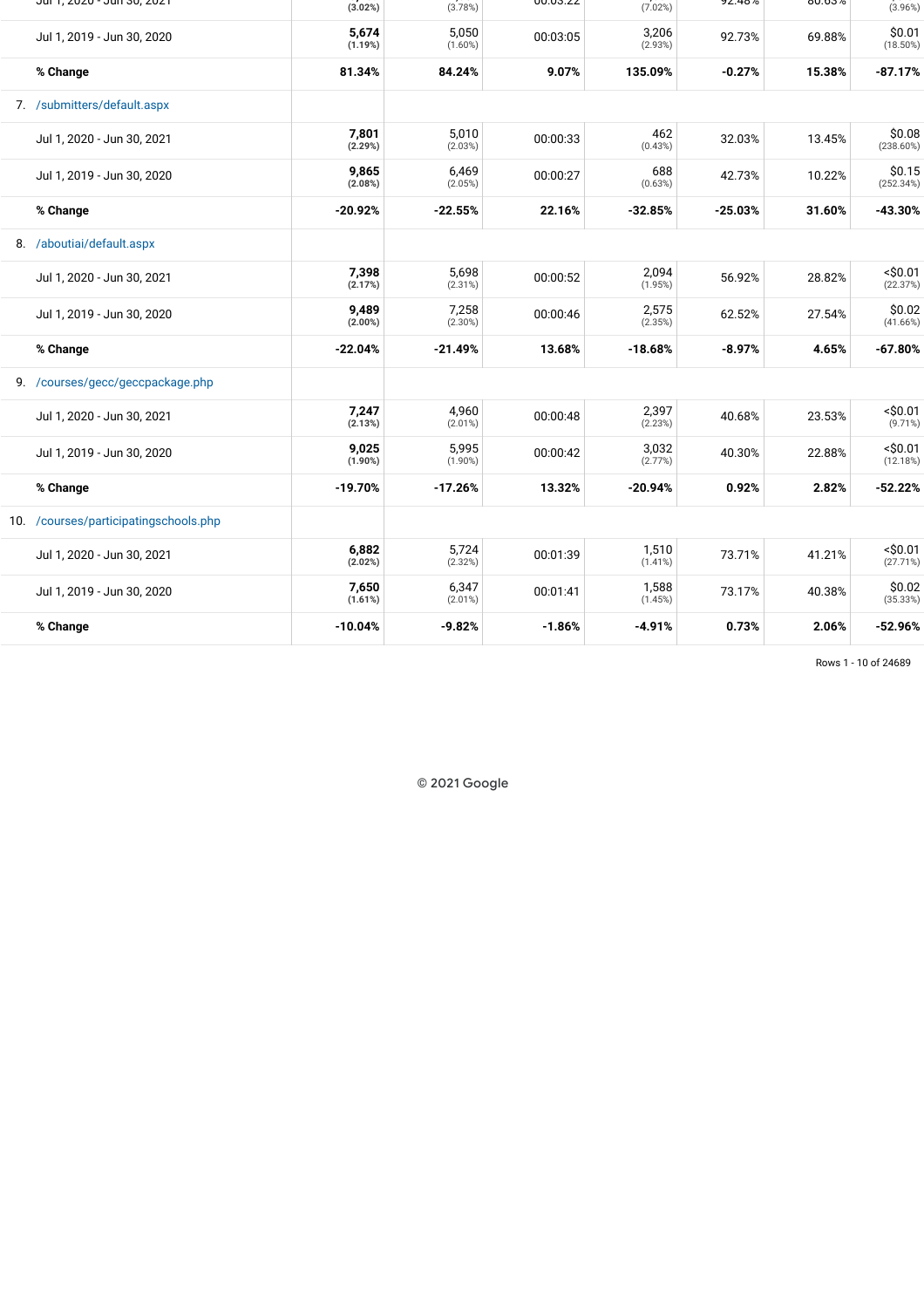| | | | | | | | |
|---|---|---|---|---|---|---|---|
| Jul 1, 2020 - Jun 30, 2021 | (3.02%) | (3.78%) | 00:03:22 | (7.02%) | 92.48% | 80.63% | (3.96%) |
| Jul 1, 2019 - Jun 30, 2020 | **5,674** (1.19%) | 5,050 (1.60%) | 00:03:05 | 3,206 (2.93%) | 92.73% | 69.88% | $0.01 (18.50%) |
| **% Change** | **81.34%** | **84.24%** | **9.07%** | **135.09%** | **-0.27%** | **15.38%** | **-87.17%** |
| 7. /submitters/default.aspx | | | | | | | |
| Jul 1, 2020 - Jun 30, 2021 | **7,801** (2.29%) | 5,010 (2.03%) | 00:00:33 | 462 (0.43%) | 32.03% | 13.45% | $0.08 (238.60%) |
| Jul 1, 2019 - Jun 30, 2020 | **9,865** (2.08%) | 6,469 (2.05%) | 00:00:27 | 688 (0.63%) | 42.73% | 10.22% | $0.15 (252.34%) |
| **% Change** | **-20.92%** | **-22.55%** | **22.16%** | **-32.85%** | **-25.03%** | **31.60%** | **-43.30%** |
| 8. /aboutiai/default.aspx | | | | | | | |
| Jul 1, 2020 - Jun 30, 2021 | **7,398** (2.17%) | 5,698 (2.31%) | 00:00:52 | 2,094 (1.95%) | 56.92% | 28.82% | <$0.01 (22.37%) |
| Jul 1, 2019 - Jun 30, 2020 | **9,489** (2.00%) | 7,258 (2.30%) | 00:00:46 | 2,575 (2.35%) | 62.52% | 27.54% | $0.02 (41.66%) |
| **% Change** | **-22.04%** | **-21.49%** | **13.68%** | **-18.68%** | **-8.97%** | **4.65%** | **-67.80%** |
| 9. /courses/gecc/geccpackage.php | | | | | | | |
| Jul 1, 2020 - Jun 30, 2021 | **7,247** (2.13%) | 4,960 (2.01%) | 00:00:48 | 2,397 (2.23%) | 40.68% | 23.53% | <$0.01 (9.71%) |
| Jul 1, 2019 - Jun 30, 2020 | **9,025** (1.90%) | 5,995 (1.90%) | 00:00:42 | 3,032 (2.77%) | 40.30% | 22.88% | <$0.01 (12.18%) |
| **% Change** | **-19.70%** | **-17.26%** | **13.32%** | **-20.94%** | **0.92%** | **2.82%** | **-52.22%** |
| 10. /courses/participatingschools.php | | | | | | | |
| Jul 1, 2020 - Jun 30, 2021 | **6,882** (2.02%) | 5,724 (2.32%) | 00:01:39 | 1,510 (1.41%) | 73.71% | 41.21% | <$0.01 (27.71%) |
| Jul 1, 2019 - Jun 30, 2020 | **7,650** (1.61%) | 6,347 (2.01%) | 00:01:41 | 1,588 (1.45%) | 73.17% | 40.38% | $0.02 (35.33%) |
| **% Change** | **-10.04%** | **-9.82%** | **-1.86%** | **-4.91%** | **0.73%** | **2.06%** | **-52.96%** |

Rows 1 - 10 of 24689

© 2021 Google